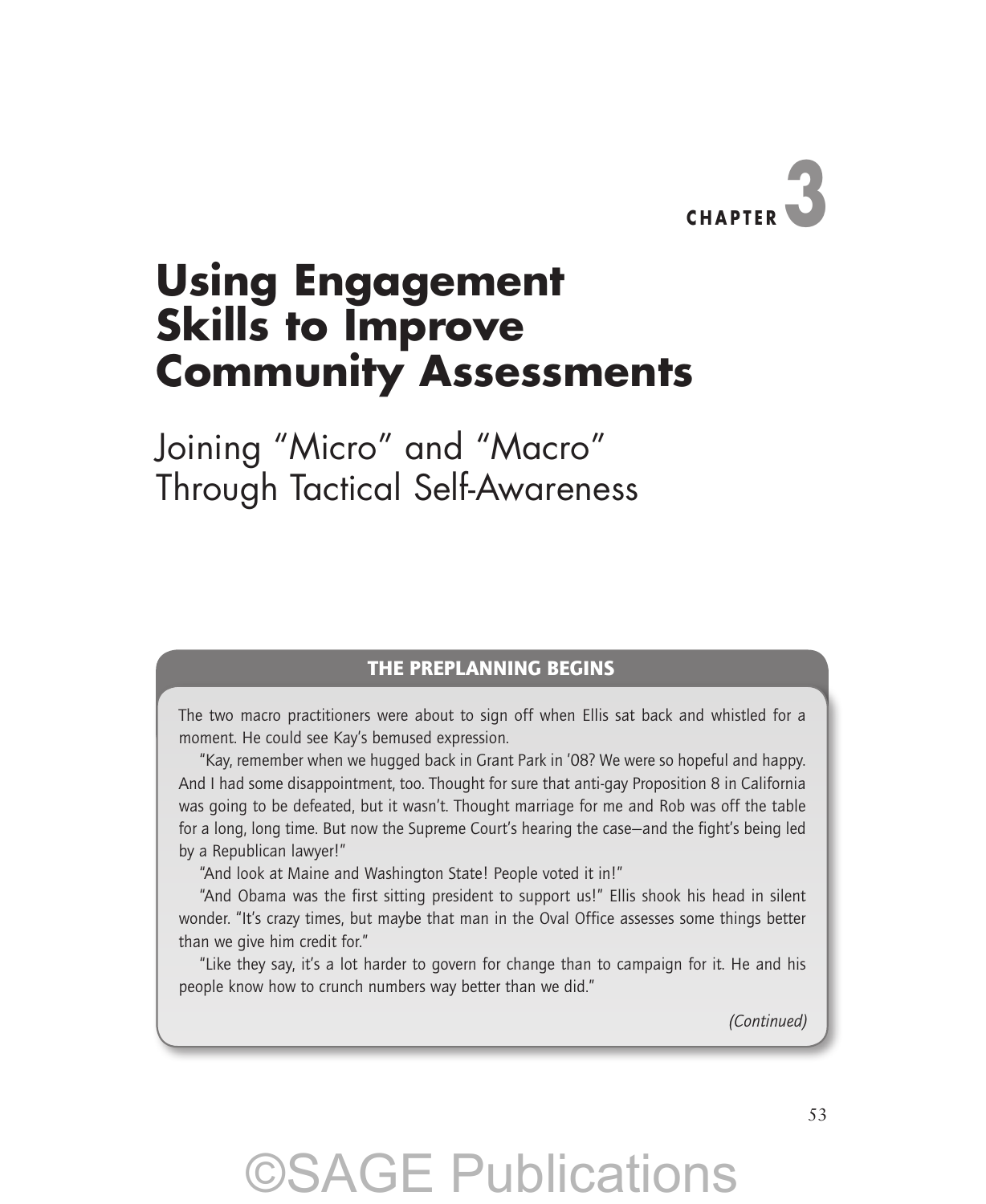CHAPTER 3

# Using Engagement Skills to Improve Community Assessments

## Joining "Micro" and "Macro" Through Tactical Self-Awareness

### THE PREPLANNING BEGINS

The two macro practitioners were about to sign off when Ellis sat back and whistled for a moment. He could see Kay's bemused expression.

"Kay, remember when we hugged back in Grant Park in '08? We were so hopeful and happy. And I had some disappointment, too. Thought for sure that anti-gay Proposition 8 in California was going to be defeated, but it wasn't. Thought marriage for me and Rob was off the table for a long, long time. But now the Supreme Court's hearing the case—and the fight's being led by a Republican lawyer!"

"And look at Maine and Washington State! People voted it in!"

"And Obama was the first sitting president to support us!" Ellis shook his head in silent wonder. "It's crazy times, but maybe that man in the Oval Office assesses some things better than we give him credit for."

"Like they say, it's a lot harder to govern for change than to campaign for it. He and his people know how to crunch numbers way better than we did."

*(Continued)*

©SAGE Publications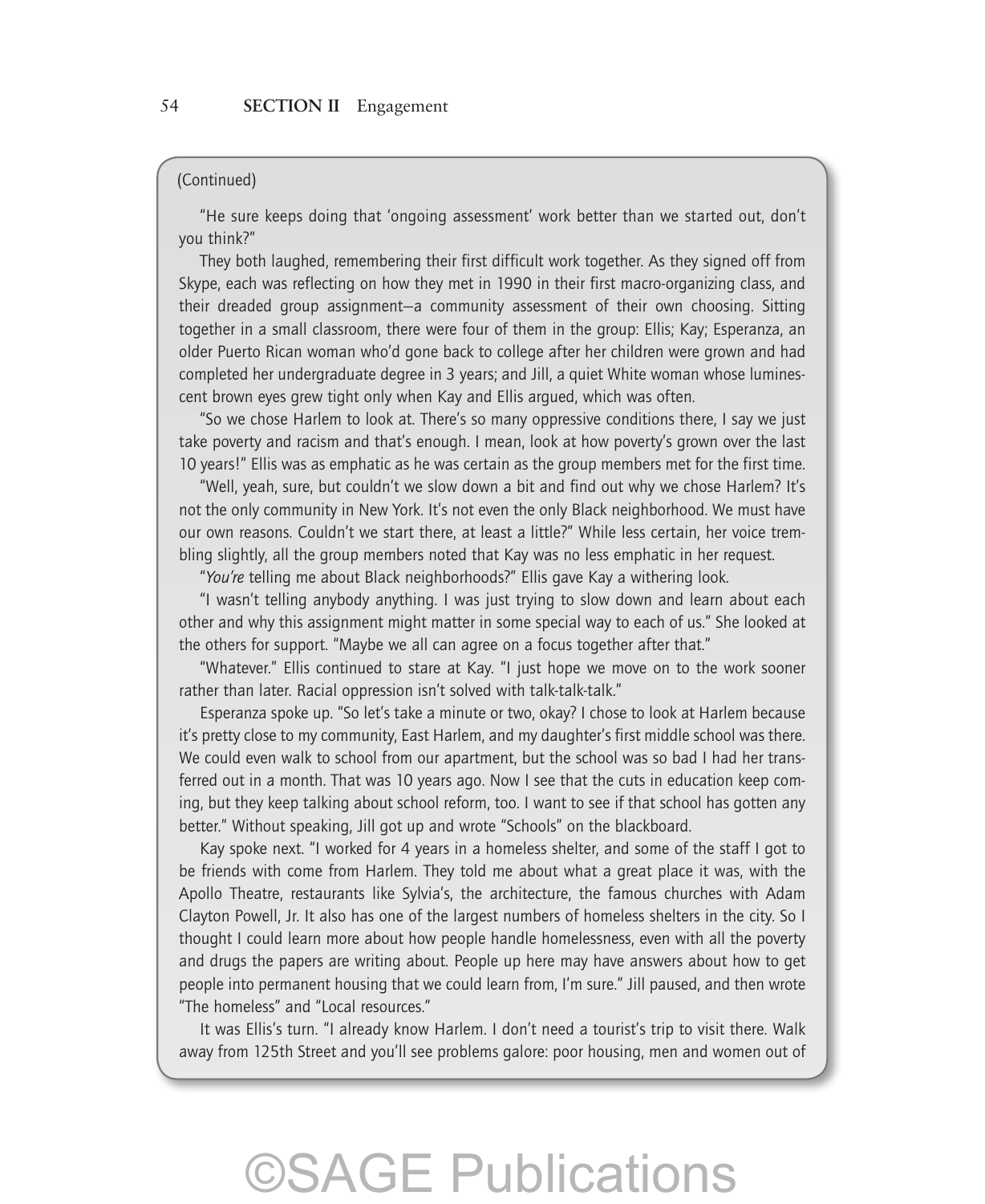(Continued)

"He sure keeps doing that 'ongoing assessment' work better than we started out, don't you think?"

They both laughed, remembering their first difficult work together. As they signed off from Skype, each was reflecting on how they met in 1990 in their first macro-organizing class, and their dreaded group assignment—a community assessment of their own choosing. Sitting together in a small classroom, there were four of them in the group: Ellis; Kay; Esperanza, an older Puerto Rican woman who'd gone back to college after her children were grown and had completed her undergraduate degree in 3 years; and Jill, a quiet White woman whose luminescent brown eyes grew tight only when Kay and Ellis argued, which was often.

"So we chose Harlem to look at. There's so many oppressive conditions there, I say we just take poverty and racism and that's enough. I mean, look at how poverty's grown over the last 10 years!" Ellis was as emphatic as he was certain as the group members met for the first time.

"Well, yeah, sure, but couldn't we slow down a bit and find out why we chose Harlem? It's not the only community in New York. It's not even the only Black neighborhood. We must have our own reasons. Couldn't we start there, at least a little?" While less certain, her voice trembling slightly, all the group members noted that Kay was no less emphatic in her request.

"*You're* telling me about Black neighborhoods?" Ellis gave Kay a withering look.

"I wasn't telling anybody anything. I was just trying to slow down and learn about each other and why this assignment might matter in some special way to each of us." She looked at the others for support. "Maybe we all can agree on a focus together after that."

"Whatever." Ellis continued to stare at Kay. "I just hope we move on to the work sooner rather than later. Racial oppression isn't solved with talk-talk-talk."

Esperanza spoke up. "So let's take a minute or two, okay? I chose to look at Harlem because it's pretty close to my community, East Harlem, and my daughter's first middle school was there. We could even walk to school from our apartment, but the school was so bad I had her transferred out in a month. That was 10 years ago. Now I see that the cuts in education keep coming, but they keep talking about school reform, too. I want to see if that school has gotten any better." Without speaking, Jill got up and wrote "Schools" on the blackboard.

Kay spoke next. "I worked for 4 years in a homeless shelter, and some of the staff I got to be friends with come from Harlem. They told me about what a great place it was, with the Apollo Theatre, restaurants like Sylvia's, the architecture, the famous churches with Adam Clayton Powell, Jr. It also has one of the largest numbers of homeless shelters in the city. So I thought I could learn more about how people handle homelessness, even with all the poverty and drugs the papers are writing about. People up here may have answers about how to get people into permanent housing that we could learn from, I'm sure." Jill paused, and then wrote "The homeless" and "Local resources."

It was Ellis's turn. "I already know Harlem. I don't need a tourist's trip to visit there. Walk away from 125th Street and you'll see problems galore: poor housing, men and women out of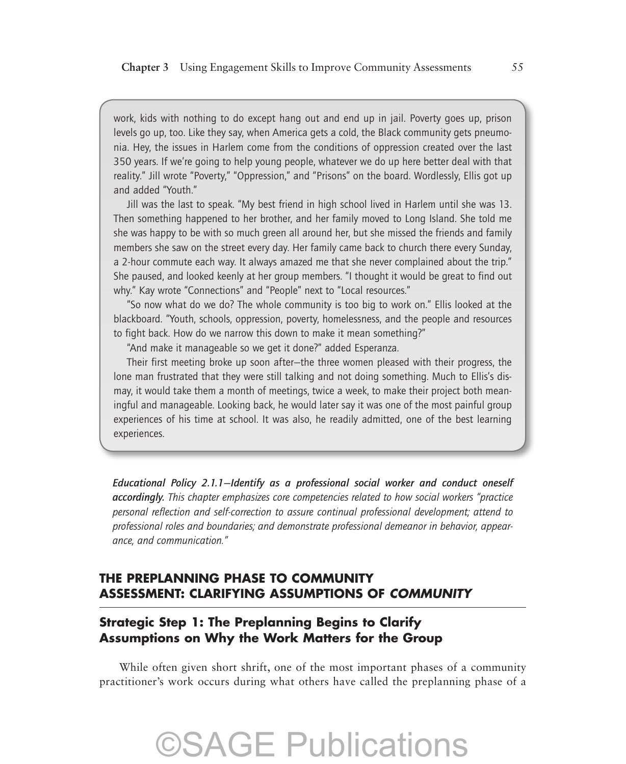work, kids with nothing to do except hang out and end up in jail. Poverty goes up, prison levels go up, too. Like they say, when America gets a cold, the Black community gets pneumonia. Hey, the issues in Harlem come from the conditions of oppression created over the last 350 years. If we're going to help young people, whatever we do up here better deal with that reality." Jill wrote "Poverty," "Oppression," and "Prisons" on the board. Wordlessly, Ellis got up and added "Youth."

Jill was the last to speak. "My best friend in high school lived in Harlem until she was 13. Then something happened to her brother, and her family moved to Long Island. She told me she was happy to be with so much green all around her, but she missed the friends and family members she saw on the street every day. Her family came back to church there every Sunday, a 2-hour commute each way. It always amazed me that she never complained about the trip." She paused, and looked keenly at her group members. "I thought it would be great to find out why." Kay wrote "Connections" and "People" next to "Local resources."

"So now what do we do? The whole community is too big to work on." Ellis looked at the blackboard. "Youth, schools, oppression, poverty, homelessness, and the people and resources to fight back. How do we narrow this down to make it mean something?"

"And make it manageable so we get it done?" added Esperanza.

Their first meeting broke up soon after—the three women pleased with their progress, the lone man frustrated that they were still talking and not doing something. Much to Ellis's dismay, it would take them a month of meetings, twice a week, to make their project both meaningful and manageable. Looking back, he would later say it was one of the most painful group experiences of his time at school. It was also, he readily admitted, one of the best learning experiences.

***Educational Policy 2.1.1—Identify as a professional social worker and conduct oneself accordingly.*** *This chapter emphasizes core competencies related to how social workers "practice personal reflection and self-correction to assure continual professional development; attend to professional roles and boundaries; and demonstrate professional demeanor in behavior, appearance, and communication."*

## THE PREPLANNING PHASE TO COMMUNITY ASSESSMENT: CLARIFYING ASSUMPTIONS OF *COMMUNITY*

### Strategic Step 1: The Preplanning Begins to Clarify Assumptions on Why the Work Matters for the Group

While often given short shrift, one of the most important phases of a community practitioner's work occurs during what others have called the preplanning phase of a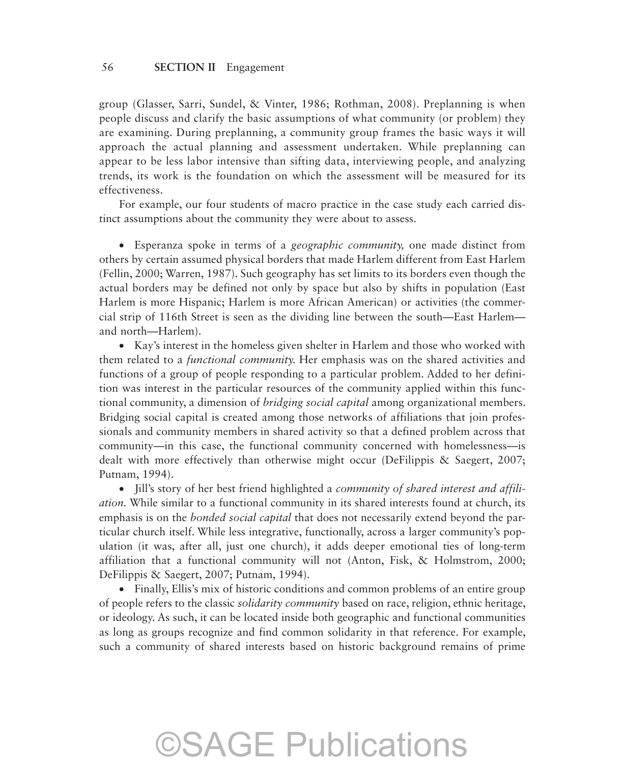group (Glasser, Sarri, Sundel, & Vinter, 1986; Rothman, 2008). Preplanning is when people discuss and clarify the basic assumptions of what community (or problem) they are examining. During preplanning, a community group frames the basic ways it will approach the actual planning and assessment undertaken. While preplanning can appear to be less labor intensive than sifting data, interviewing people, and analyzing trends, its work is the foundation on which the assessment will be measured for its effectiveness.

For example, our four students of macro practice in the case study each carried distinct assumptions about the community they were about to assess.

- Esperanza spoke in terms of a *geographic community,* one made distinct from others by certain assumed physical borders that made Harlem different from East Harlem (Fellin, 2000; Warren, 1987). Such geography has set limits to its borders even though the actual borders may be defined not only by space but also by shifts in population (East Harlem is more Hispanic; Harlem is more African American) or activities (the commercial strip of 116th Street is seen as the dividing line between the south—East Harlem—and north—Harlem).
- Kay's interest in the homeless given shelter in Harlem and those who worked with them related to a *functional community.* Her emphasis was on the shared activities and functions of a group of people responding to a particular problem. Added to her definition was interest in the particular resources of the community applied within this functional community, a dimension of *bridging social capital* among organizational members. Bridging social capital is created among those networks of affiliations that join professionals and community members in shared activity so that a defined problem across that community—in this case, the functional community concerned with homelessness—is dealt with more effectively than otherwise might occur (DeFilippis & Saegert, 2007; Putnam, 1994).
- Jill's story of her best friend highlighted a *community of shared interest and affiliation.* While similar to a functional community in its shared interests found at church, its emphasis is on the *bonded social capital* that does not necessarily extend beyond the particular church itself. While less integrative, functionally, across a larger community's population (it was, after all, just one church), it adds deeper emotional ties of long-term affiliation that a functional community will not (Anton, Fisk, & Holmstrom, 2000; DeFilippis & Saegert, 2007; Putnam, 1994).
- Finally, Ellis's mix of historic conditions and common problems of an entire group of people refers to the classic *solidarity community* based on race, religion, ethnic heritage, or ideology. As such, it can be located inside both geographic and functional communities as long as groups recognize and find common solidarity in that reference. For example, such a community of shared interests based on historic background remains of prime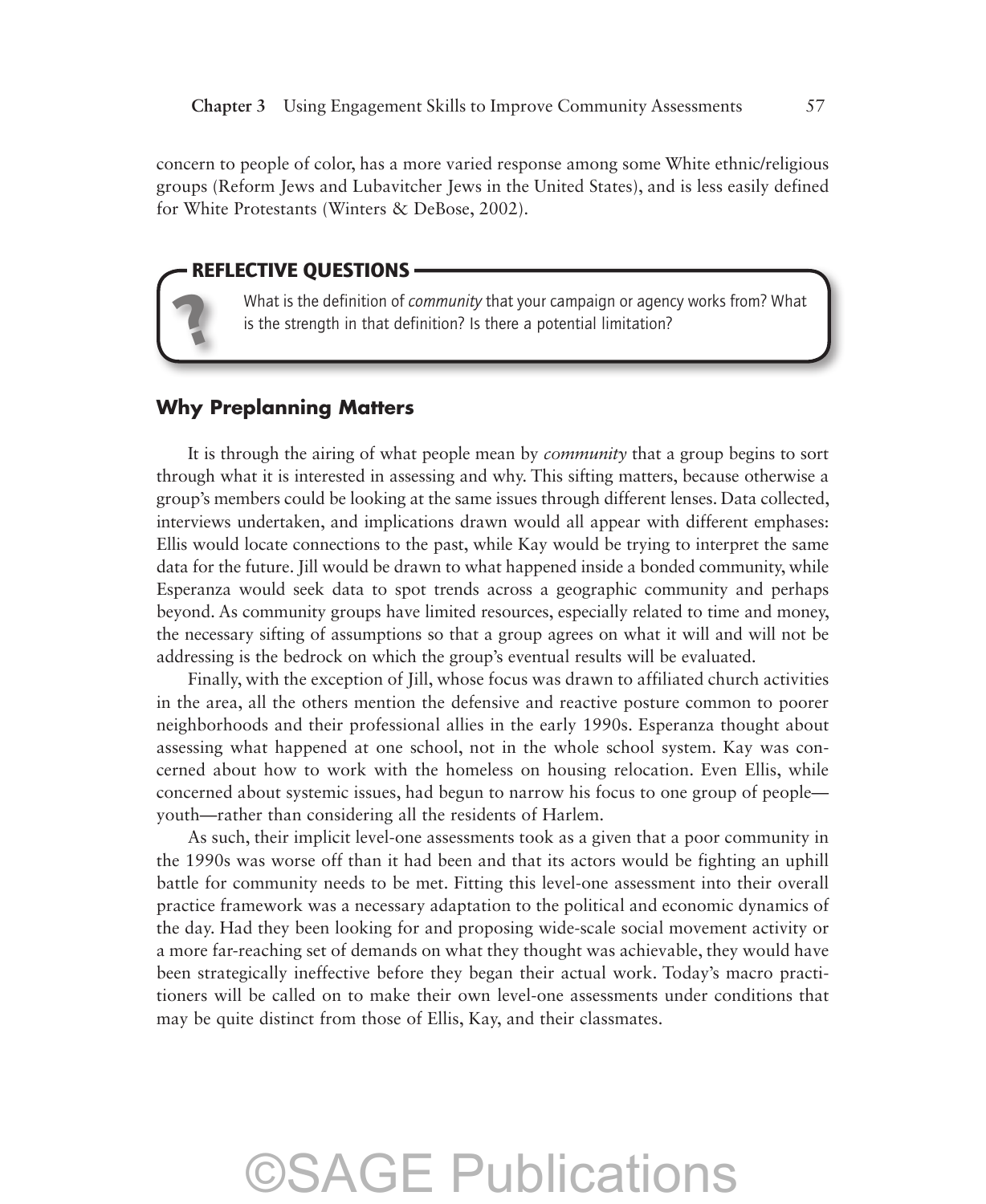concern to people of color, has a more varied response among some White ethnic/religious groups (Reform Jews and Lubavitcher Jews in the United States), and is less easily defined for White Protestants (Winters & DeBose, 2002).

> **REFLECTIVE QUESTIONS**
>
> What is the definition of *community* that your campaign or agency works from? What is the strength in that definition? Is there a potential limitation?

## Why Preplanning Matters

It is through the airing of what people mean by *community* that a group begins to sort through what it is interested in assessing and why. This sifting matters, because otherwise a group's members could be looking at the same issues through different lenses. Data collected, interviews undertaken, and implications drawn would all appear with different emphases: Ellis would locate connections to the past, while Kay would be trying to interpret the same data for the future. Jill would be drawn to what happened inside a bonded community, while Esperanza would seek data to spot trends across a geographic community and perhaps beyond. As community groups have limited resources, especially related to time and money, the necessary sifting of assumptions so that a group agrees on what it will and will not be addressing is the bedrock on which the group's eventual results will be evaluated.

Finally, with the exception of Jill, whose focus was drawn to affiliated church activities in the area, all the others mention the defensive and reactive posture common to poorer neighborhoods and their professional allies in the early 1990s. Esperanza thought about assessing what happened at one school, not in the whole school system. Kay was concerned about how to work with the homeless on housing relocation. Even Ellis, while concerned about systemic issues, had begun to narrow his focus to one group of people—youth—rather than considering all the residents of Harlem.

As such, their implicit level-one assessments took as a given that a poor community in the 1990s was worse off than it had been and that its actors would be fighting an uphill battle for community needs to be met. Fitting this level-one assessment into their overall practice framework was a necessary adaptation to the political and economic dynamics of the day. Had they been looking for and proposing wide-scale social movement activity or a more far-reaching set of demands on what they thought was achievable, they would have been strategically ineffective before they began their actual work. Today's macro practitioners will be called on to make their own level-one assessments under conditions that may be quite distinct from those of Ellis, Kay, and their classmates.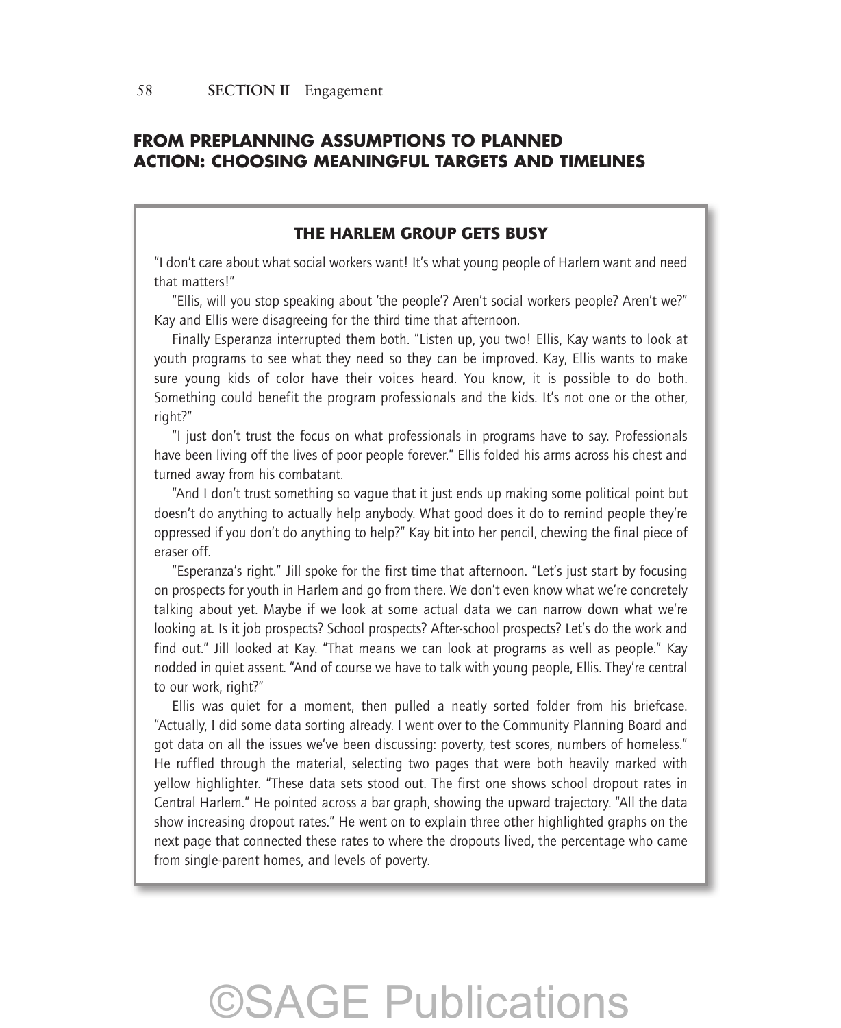## FROM PREPLANNING ASSUMPTIONS TO PLANNED ACTION: CHOOSING MEANINGFUL TARGETS AND TIMELINES

### THE HARLEM GROUP GETS BUSY

"I don't care about what social workers want! It's what young people of Harlem want and need that matters!"

"Ellis, will you stop speaking about 'the people'? Aren't social workers people? Aren't we?" Kay and Ellis were disagreeing for the third time that afternoon.

Finally Esperanza interrupted them both. "Listen up, you two! Ellis, Kay wants to look at youth programs to see what they need so they can be improved. Kay, Ellis wants to make sure young kids of color have their voices heard. You know, it is possible to do both. Something could benefit the program professionals and the kids. It's not one or the other, right?"

"I just don't trust the focus on what professionals in programs have to say. Professionals have been living off the lives of poor people forever." Ellis folded his arms across his chest and turned away from his combatant.

"And I don't trust something so vague that it just ends up making some political point but doesn't do anything to actually help anybody. What good does it do to remind people they're oppressed if you don't do anything to help?" Kay bit into her pencil, chewing the final piece of eraser off.

"Esperanza's right." Jill spoke for the first time that afternoon. "Let's just start by focusing on prospects for youth in Harlem and go from there. We don't even know what we're concretely talking about yet. Maybe if we look at some actual data we can narrow down what we're looking at. Is it job prospects? School prospects? After-school prospects? Let's do the work and find out." Jill looked at Kay. "That means we can look at programs as well as people." Kay nodded in quiet assent. "And of course we have to talk with young people, Ellis. They're central to our work, right?"

Ellis was quiet for a moment, then pulled a neatly sorted folder from his briefcase. "Actually, I did some data sorting already. I went over to the Community Planning Board and got data on all the issues we've been discussing: poverty, test scores, numbers of homeless." He ruffled through the material, selecting two pages that were both heavily marked with yellow highlighter. "These data sets stood out. The first one shows school dropout rates in Central Harlem." He pointed across a bar graph, showing the upward trajectory. "All the data show increasing dropout rates." He went on to explain three other highlighted graphs on the next page that connected these rates to where the dropouts lived, the percentage who came from single-parent homes, and levels of poverty.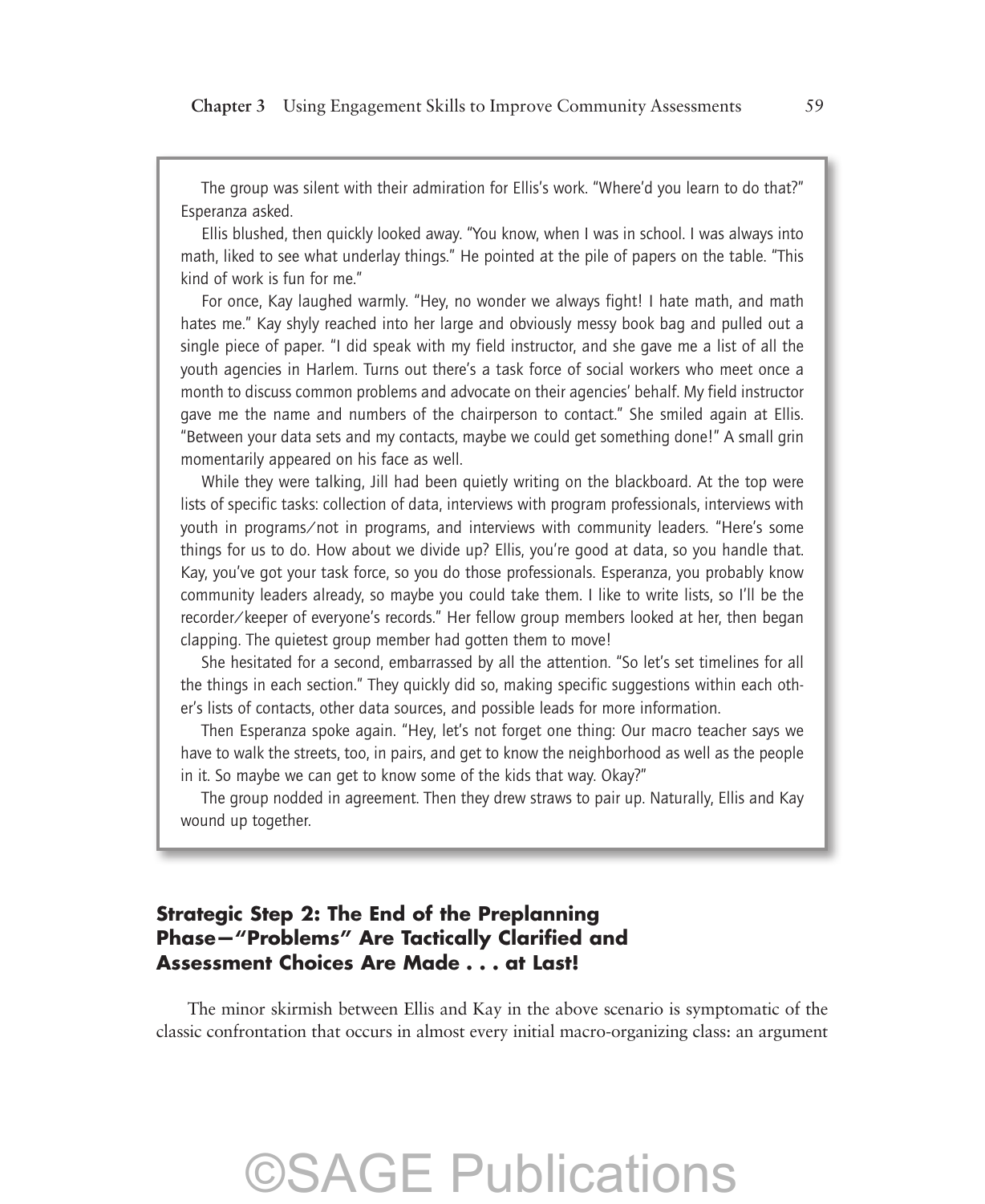The group was silent with their admiration for Ellis's work. "Where'd you learn to do that?" Esperanza asked.

Ellis blushed, then quickly looked away. "You know, when I was in school. I was always into math, liked to see what underlay things." He pointed at the pile of papers on the table. "This kind of work is fun for me."

For once, Kay laughed warmly. "Hey, no wonder we always fight! I hate math, and math hates me." Kay shyly reached into her large and obviously messy book bag and pulled out a single piece of paper. "I did speak with my field instructor, and she gave me a list of all the youth agencies in Harlem. Turns out there's a task force of social workers who meet once a month to discuss common problems and advocate on their agencies' behalf. My field instructor gave me the name and numbers of the chairperson to contact." She smiled again at Ellis. "Between your data sets and my contacts, maybe we could get something done!" A small grin momentarily appeared on his face as well.

While they were talking, Jill had been quietly writing on the blackboard. At the top were lists of specific tasks: collection of data, interviews with program professionals, interviews with youth in programs/not in programs, and interviews with community leaders. "Here's some things for us to do. How about we divide up? Ellis, you're good at data, so you handle that. Kay, you've got your task force, so you do those professionals. Esperanza, you probably know community leaders already, so maybe you could take them. I like to write lists, so I'll be the recorder/keeper of everyone's records." Her fellow group members looked at her, then began clapping. The quietest group member had gotten them to move!

She hesitated for a second, embarrassed by all the attention. "So let's set timelines for all the things in each section." They quickly did so, making specific suggestions within each other's lists of contacts, other data sources, and possible leads for more information.

Then Esperanza spoke again. "Hey, let's not forget one thing: Our macro teacher says we have to walk the streets, too, in pairs, and get to know the neighborhood as well as the people in it. So maybe we can get to know some of the kids that way. Okay?"

The group nodded in agreement. Then they drew straws to pair up. Naturally, Ellis and Kay wound up together.

## Strategic Step 2: The End of the Preplanning Phase—"Problems" Are Tactically Clarified and Assessment Choices Are Made . . . at Last!

The minor skirmish between Ellis and Kay in the above scenario is symptomatic of the classic confrontation that occurs in almost every initial macro-organizing class: an argument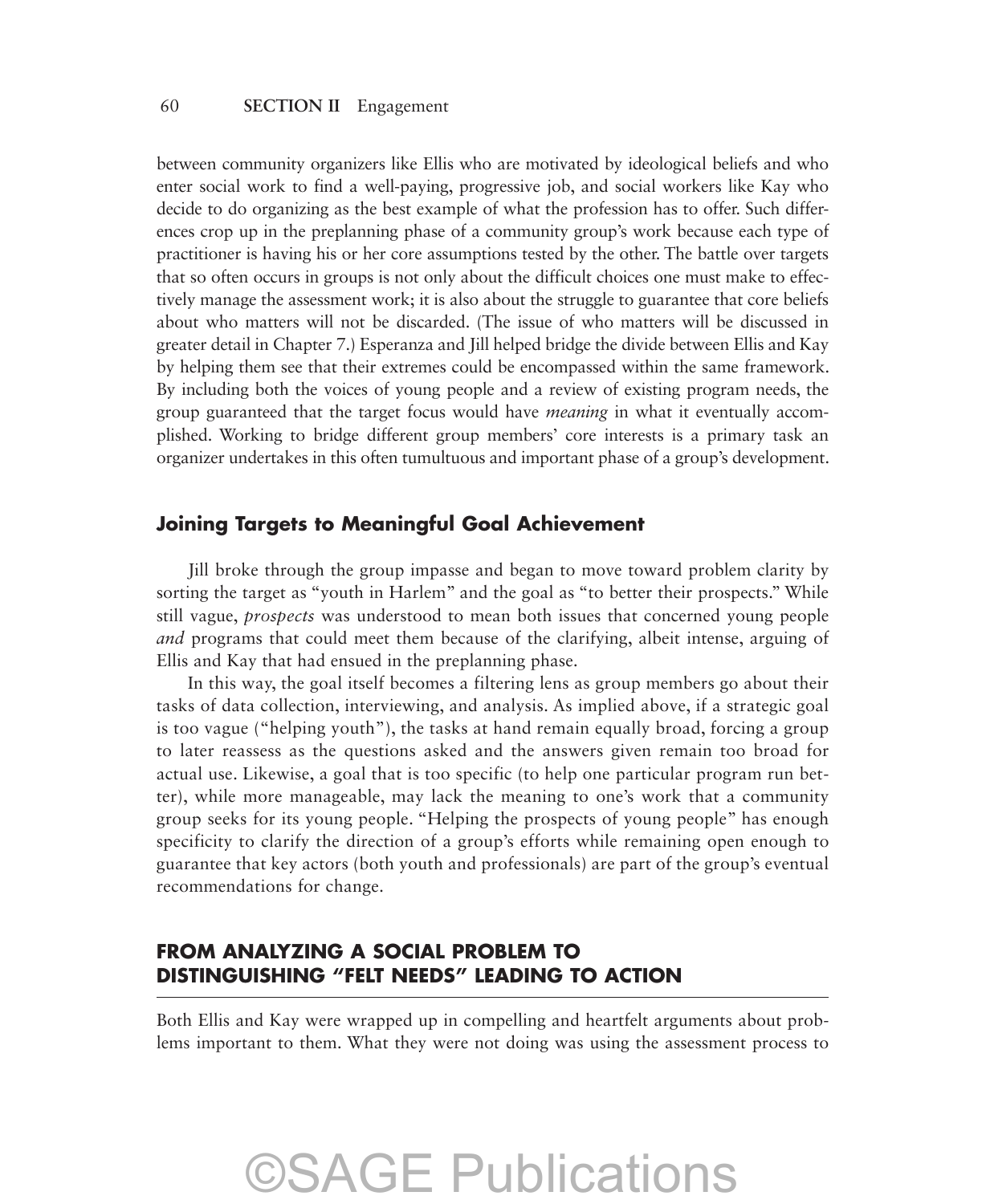between community organizers like Ellis who are motivated by ideological beliefs and who enter social work to find a well-paying, progressive job, and social workers like Kay who decide to do organizing as the best example of what the profession has to offer. Such differences crop up in the preplanning phase of a community group's work because each type of practitioner is having his or her core assumptions tested by the other. The battle over targets that so often occurs in groups is not only about the difficult choices one must make to effectively manage the assessment work; it is also about the struggle to guarantee that core beliefs about who matters will not be discarded. (The issue of who matters will be discussed in greater detail in Chapter 7.) Esperanza and Jill helped bridge the divide between Ellis and Kay by helping them see that their extremes could be encompassed within the same framework. By including both the voices of young people and a review of existing program needs, the group guaranteed that the target focus would have *meaning* in what it eventually accomplished. Working to bridge different group members' core interests is a primary task an organizer undertakes in this often tumultuous and important phase of a group's development.

### Joining Targets to Meaningful Goal Achievement

Jill broke through the group impasse and began to move toward problem clarity by sorting the target as "youth in Harlem" and the goal as "to better their prospects." While still vague, *prospects* was understood to mean both issues that concerned young people *and* programs that could meet them because of the clarifying, albeit intense, arguing of Ellis and Kay that had ensued in the preplanning phase.

In this way, the goal itself becomes a filtering lens as group members go about their tasks of data collection, interviewing, and analysis. As implied above, if a strategic goal is too vague ("helping youth"), the tasks at hand remain equally broad, forcing a group to later reassess as the questions asked and the answers given remain too broad for actual use. Likewise, a goal that is too specific (to help one particular program run better), while more manageable, may lack the meaning to one's work that a community group seeks for its young people. "Helping the prospects of young people" has enough specificity to clarify the direction of a group's efforts while remaining open enough to guarantee that key actors (both youth and professionals) are part of the group's eventual recommendations for change.

## FROM ANALYZING A SOCIAL PROBLEM TO DISTINGUISHING "FELT NEEDS" LEADING TO ACTION

Both Ellis and Kay were wrapped up in compelling and heartfelt arguments about problems important to them. What they were not doing was using the assessment process to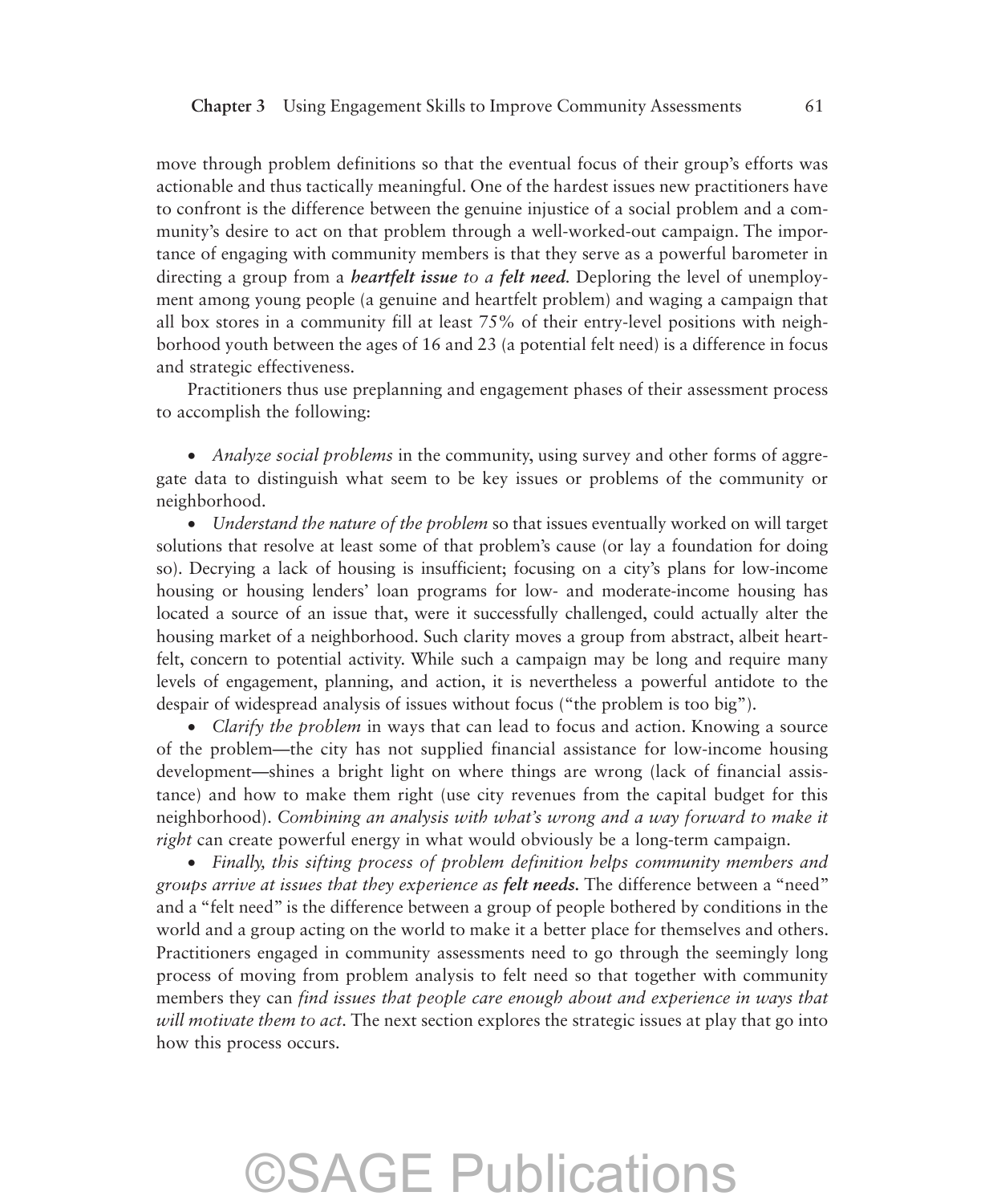move through problem definitions so that the eventual focus of their group's efforts was actionable and thus tactically meaningful. One of the hardest issues new practitioners have to confront is the difference between the genuine injustice of a social problem and a community's desire to act on that problem through a well-worked-out campaign. The importance of engaging with community members is that they serve as a powerful barometer in directing a group from a ***heartfelt issue** to a **felt need***. Deploring the level of unemployment among young people (a genuine and heartfelt problem) and waging a campaign that all box stores in a community fill at least 75% of their entry-level positions with neighborhood youth between the ages of 16 and 23 (a potential felt need) is a difference in focus and strategic effectiveness.

Practitioners thus use preplanning and engagement phases of their assessment process to accomplish the following:

- *Analyze social problems* in the community, using survey and other forms of aggregate data to distinguish what seem to be key issues or problems of the community or neighborhood.
- *Understand the nature of the problem* so that issues eventually worked on will target solutions that resolve at least some of that problem's cause (or lay a foundation for doing so). Decrying a lack of housing is insufficient; focusing on a city's plans for low-income housing or housing lenders' loan programs for low- and moderate-income housing has located a source of an issue that, were it successfully challenged, could actually alter the housing market of a neighborhood. Such clarity moves a group from abstract, albeit heartfelt, concern to potential activity. While such a campaign may be long and require many levels of engagement, planning, and action, it is nevertheless a powerful antidote to the despair of widespread analysis of issues without focus ("the problem is too big").
- *Clarify the problem* in ways that can lead to focus and action. Knowing a source of the problem—the city has not supplied financial assistance for low-income housing development—shines a bright light on where things are wrong (lack of financial assistance) and how to make them right (use city revenues from the capital budget for this neighborhood). *Combining an analysis with what's wrong and a way forward to make it right* can create powerful energy in what would obviously be a long-term campaign.
- *Finally, this sifting process of problem definition helps community members and groups arrive at issues that they experience as **felt needs**.* The difference between a "need" and a "felt need" is the difference between a group of people bothered by conditions in the world and a group acting on the world to make it a better place for themselves and others. Practitioners engaged in community assessments need to go through the seemingly long process of moving from problem analysis to felt need so that together with community members they can *find issues that people care enough about and experience in ways that will motivate them to act*. The next section explores the strategic issues at play that go into how this process occurs.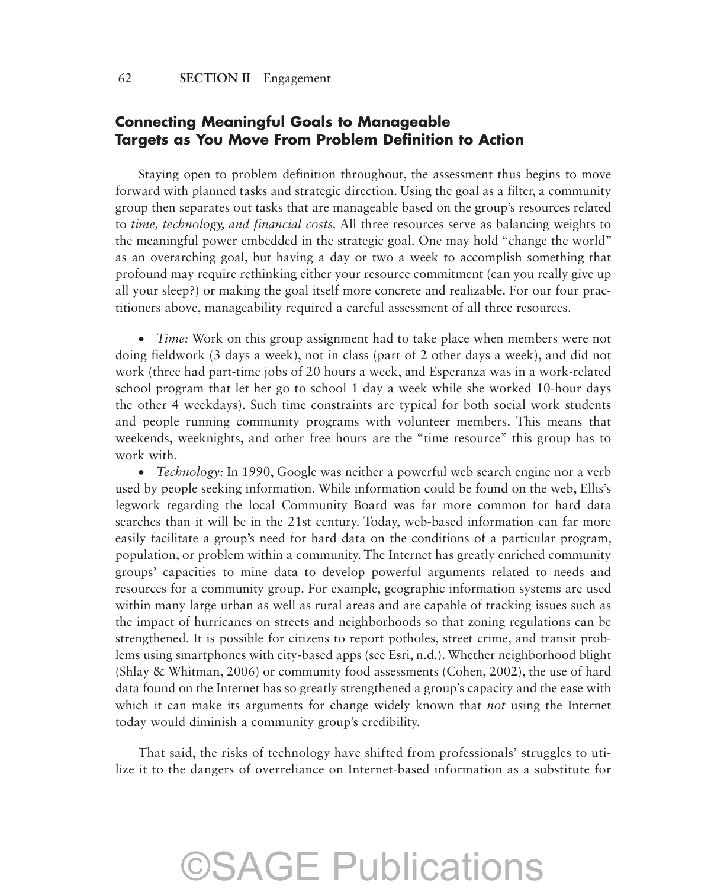## Connecting Meaningful Goals to Manageable Targets as You Move From Problem Definition to Action

Staying open to problem definition throughout, the assessment thus begins to move forward with planned tasks and strategic direction. Using the goal as a filter, a community group then separates out tasks that are manageable based on the group's resources related to *time, technology, and financial costs.* All three resources serve as balancing weights to the meaningful power embedded in the strategic goal. One may hold "change the world" as an overarching goal, but having a day or two a week to accomplish something that profound may require rethinking either your resource commitment (can you really give up all your sleep?) or making the goal itself more concrete and realizable. For our four practitioners above, manageability required a careful assessment of all three resources.

- *Time:* Work on this group assignment had to take place when members were not doing fieldwork (3 days a week), not in class (part of 2 other days a week), and did not work (three had part-time jobs of 20 hours a week, and Esperanza was in a work-related school program that let her go to school 1 day a week while she worked 10-hour days the other 4 weekdays). Such time constraints are typical for both social work students and people running community programs with volunteer members. This means that weekends, weeknights, and other free hours are the "time resource" this group has to work with.
- *Technology:* In 1990, Google was neither a powerful web search engine nor a verb used by people seeking information. While information could be found on the web, Ellis's legwork regarding the local Community Board was far more common for hard data searches than it will be in the 21st century. Today, web-based information can far more easily facilitate a group's need for hard data on the conditions of a particular program, population, or problem within a community. The Internet has greatly enriched community groups' capacities to mine data to develop powerful arguments related to needs and resources for a community group. For example, geographic information systems are used within many large urban as well as rural areas and are capable of tracking issues such as the impact of hurricanes on streets and neighborhoods so that zoning regulations can be strengthened. It is possible for citizens to report potholes, street crime, and transit problems using smartphones with city-based apps (see Esri, n.d.). Whether neighborhood blight (Shlay & Whitman, 2006) or community food assessments (Cohen, 2002), the use of hard data found on the Internet has so greatly strengthened a group's capacity and the ease with which it can make its arguments for change widely known that *not* using the Internet today would diminish a community group's credibility.

That said, the risks of technology have shifted from professionals' struggles to utilize it to the dangers of overreliance on Internet-based information as a substitute for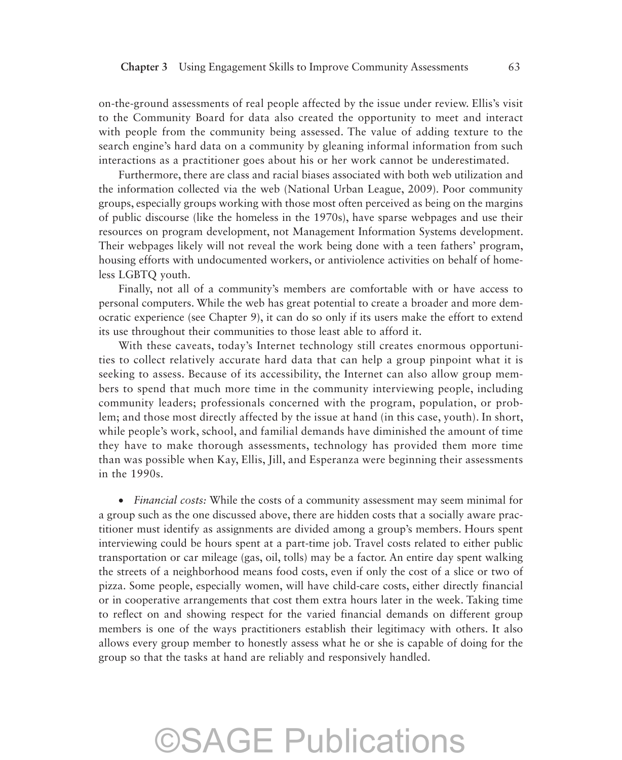on-the-ground assessments of real people affected by the issue under review. Ellis's visit to the Community Board for data also created the opportunity to meet and interact with people from the community being assessed. The value of adding texture to the search engine's hard data on a community by gleaning informal information from such interactions as a practitioner goes about his or her work cannot be underestimated.

Furthermore, there are class and racial biases associated with both web utilization and the information collected via the web (National Urban League, 2009). Poor community groups, especially groups working with those most often perceived as being on the margins of public discourse (like the homeless in the 1970s), have sparse webpages and use their resources on program development, not Management Information Systems development. Their webpages likely will not reveal the work being done with a teen fathers' program, housing efforts with undocumented workers, or antiviolence activities on behalf of homeless LGBTQ youth.

Finally, not all of a community's members are comfortable with or have access to personal computers. While the web has great potential to create a broader and more democratic experience (see Chapter 9), it can do so only if its users make the effort to extend its use throughout their communities to those least able to afford it.

With these caveats, today's Internet technology still creates enormous opportunities to collect relatively accurate hard data that can help a group pinpoint what it is seeking to assess. Because of its accessibility, the Internet can also allow group members to spend that much more time in the community interviewing people, including community leaders; professionals concerned with the program, population, or problem; and those most directly affected by the issue at hand (in this case, youth). In short, while people's work, school, and familial demands have diminished the amount of time they have to make thorough assessments, technology has provided them more time than was possible when Kay, Ellis, Jill, and Esperanza were beginning their assessments in the 1990s.

- *Financial costs:* While the costs of a community assessment may seem minimal for a group such as the one discussed above, there are hidden costs that a socially aware practitioner must identify as assignments are divided among a group's members. Hours spent interviewing could be hours spent at a part-time job. Travel costs related to either public transportation or car mileage (gas, oil, tolls) may be a factor. An entire day spent walking the streets of a neighborhood means food costs, even if only the cost of a slice or two of pizza. Some people, especially women, will have child-care costs, either directly financial or in cooperative arrangements that cost them extra hours later in the week. Taking time to reflect on and showing respect for the varied financial demands on different group members is one of the ways practitioners establish their legitimacy with others. It also allows every group member to honestly assess what he or she is capable of doing for the group so that the tasks at hand are reliably and responsively handled.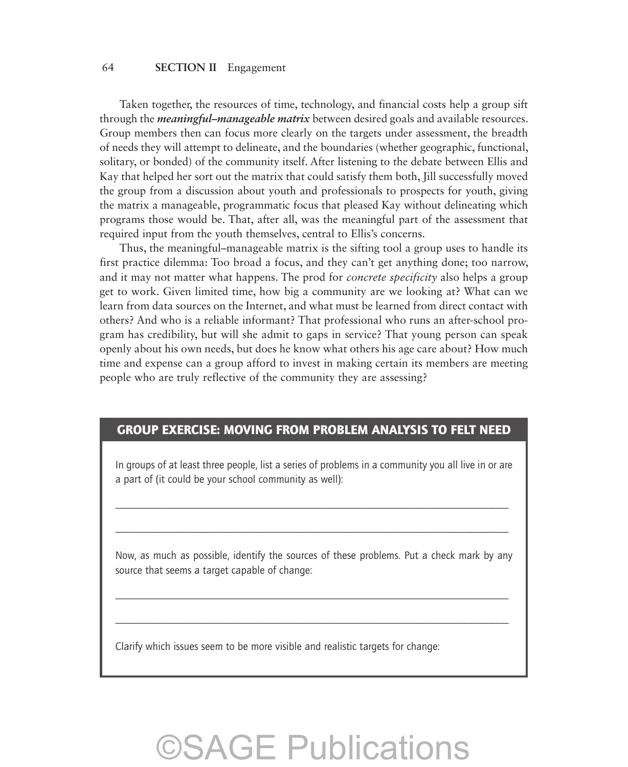Taken together, the resources of time, technology, and financial costs help a group sift through the ***meaningful–manageable matrix*** between desired goals and available resources. Group members then can focus more clearly on the targets under assessment, the breadth of needs they will attempt to delineate, and the boundaries (whether geographic, functional, solitary, or bonded) of the community itself. After listening to the debate between Ellis and Kay that helped her sort out the matrix that could satisfy them both, Jill successfully moved the group from a discussion about youth and professionals to prospects for youth, giving the matrix a manageable, programmatic focus that pleased Kay without delineating which programs those would be. That, after all, was the meaningful part of the assessment that required input from the youth themselves, central to Ellis's concerns.

Thus, the meaningful–manageable matrix is the sifting tool a group uses to handle its first practice dilemma: Too broad a focus, and they can't get anything done; too narrow, and it may not matter what happens. The prod for *concrete specificity* also helps a group get to work. Given limited time, how big a community are we looking at? What can we learn from data sources on the Internet, and what must be learned from direct contact with others? And who is a reliable informant? That professional who runs an after-school program has credibility, but will she admit to gaps in service? That young person can speak openly about his own needs, but does he know what others his age care about? How much time and expense can a group afford to invest in making certain its members are meeting people who are truly reflective of the community they are assessing?

## GROUP EXERCISE: MOVING FROM PROBLEM ANALYSIS TO FELT NEED

In groups of at least three people, list a series of problems in a community you all live in or are a part of (it could be your school community as well):

______________________________________________________________________

______________________________________________________________________

Now, as much as possible, identify the sources of these problems. Put a check mark by any source that seems a target capable of change:

______________________________________________________________________

______________________________________________________________________

Clarify which issues seem to be more visible and realistic targets for change:

©SAGE Publications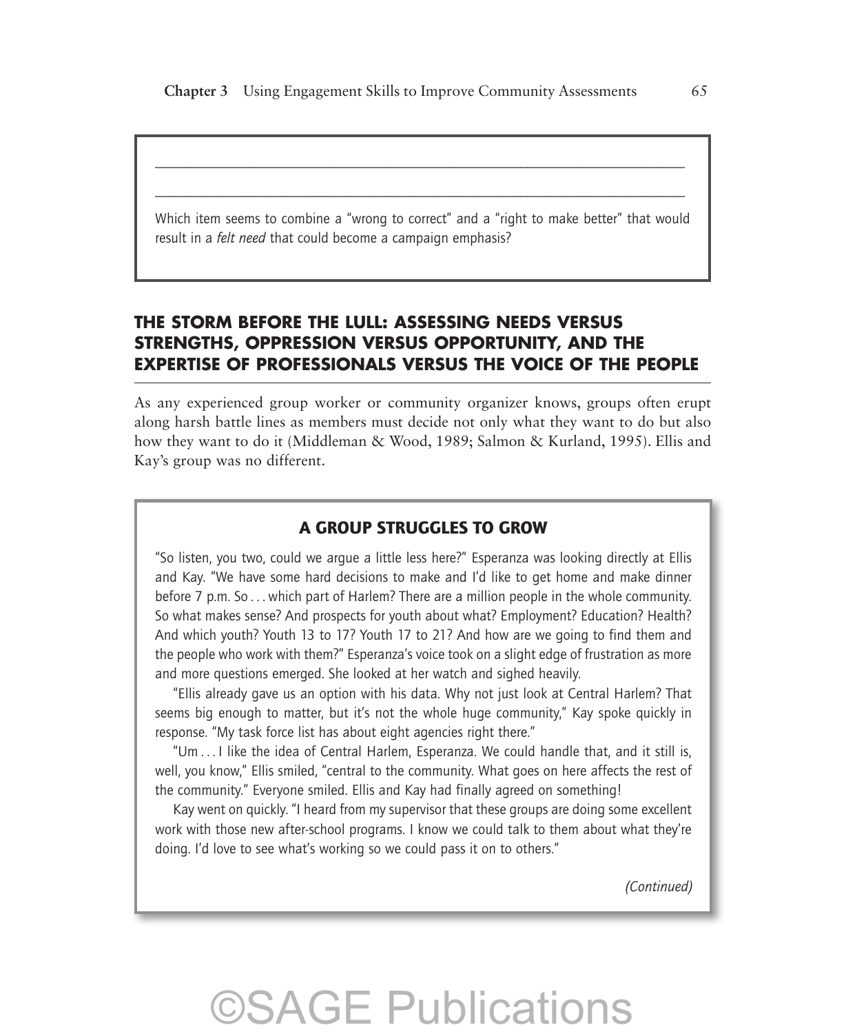\_\_\_\_\_\_\_\_\_\_\_\_\_\_\_\_\_\_\_\_\_\_\_\_\_\_\_\_\_\_\_\_\_\_\_\_\_\_\_\_\_\_\_\_\_\_\_\_\_\_\_\_\_\_\_\_\_\_\_\_

\_\_\_\_\_\_\_\_\_\_\_\_\_\_\_\_\_\_\_\_\_\_\_\_\_\_\_\_\_\_\_\_\_\_\_\_\_\_\_\_\_\_\_\_\_\_\_\_\_\_\_\_\_\_\_\_\_\_\_\_

Which item seems to combine a "wrong to correct" and a "right to make better" that would result in a *felt need* that could become a campaign emphasis?

## THE STORM BEFORE THE LULL: ASSESSING NEEDS VERSUS STRENGTHS, OPPRESSION VERSUS OPPORTUNITY, AND THE EXPERTISE OF PROFESSIONALS VERSUS THE VOICE OF THE PEOPLE

As any experienced group worker or community organizer knows, groups often erupt along harsh battle lines as members must decide not only what they want to do but also how they want to do it (Middleman & Wood, 1989; Salmon & Kurland, 1995). Ellis and Kay's group was no different.

### A GROUP STRUGGLES TO GROW

"So listen, you two, could we argue a little less here?" Esperanza was looking directly at Ellis and Kay. "We have some hard decisions to make and I'd like to get home and make dinner before 7 p.m. So . . . which part of Harlem? There are a million people in the whole community. So what makes sense? And prospects for youth about what? Employment? Education? Health? And which youth? Youth 13 to 17? Youth 17 to 21? And how are we going to find them and the people who work with them?" Esperanza's voice took on a slight edge of frustration as more and more questions emerged. She looked at her watch and sighed heavily.

"Ellis already gave us an option with his data. Why not just look at Central Harlem? That seems big enough to matter, but it's not the whole huge community," Kay spoke quickly in response. "My task force list has about eight agencies right there."

"Um . . . I like the idea of Central Harlem, Esperanza. We could handle that, and it still is, well, you know," Ellis smiled, "central to the community. What goes on here affects the rest of the community." Everyone smiled. Ellis and Kay had finally agreed on something!

Kay went on quickly. "I heard from my supervisor that these groups are doing some excellent work with those new after-school programs. I know we could talk to them about what they're doing. I'd love to see what's working so we could pass it on to others."

*(Continued)*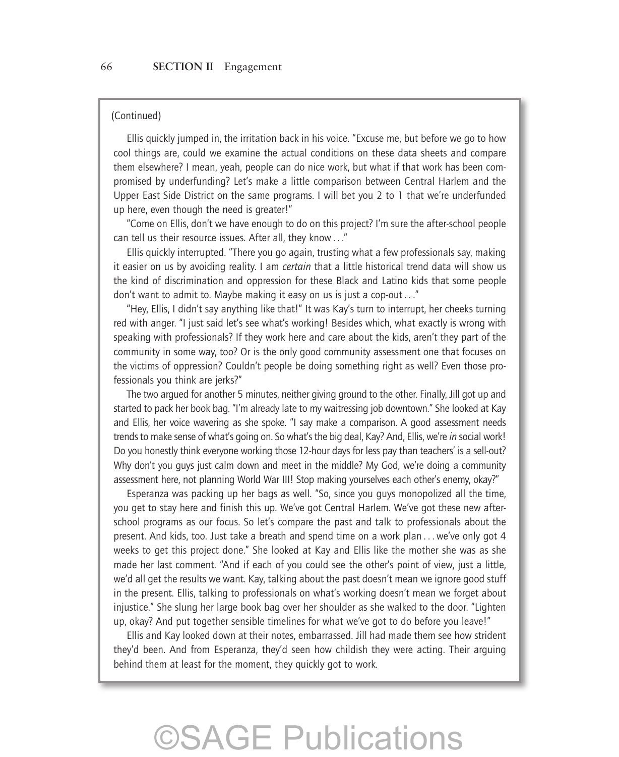(Continued)

Ellis quickly jumped in, the irritation back in his voice. "Excuse me, but before we go to how cool things are, could we examine the actual conditions on these data sheets and compare them elsewhere? I mean, yeah, people can do nice work, but what if that work has been compromised by underfunding? Let's make a little comparison between Central Harlem and the Upper East Side District on the same programs. I will bet you 2 to 1 that we're underfunded up here, even though the need is greater!"

"Come on Ellis, don't we have enough to do on this project? I'm sure the after-school people can tell us their resource issues. After all, they know . . ."

Ellis quickly interrupted. "There you go again, trusting what a few professionals say, making it easier on us by avoiding reality. I am *certain* that a little historical trend data will show us the kind of discrimination and oppression for these Black and Latino kids that some people don't want to admit to. Maybe making it easy on us is just a cop-out . . ."

"Hey, Ellis, I didn't say anything like that!" It was Kay's turn to interrupt, her cheeks turning red with anger. "I just said let's see what's working! Besides which, what exactly is wrong with speaking with professionals? If they work here and care about the kids, aren't they part of the community in some way, too? Or is the only good community assessment one that focuses on the victims of oppression? Couldn't people be doing something right as well? Even those professionals you think are jerks?"

The two argued for another 5 minutes, neither giving ground to the other. Finally, Jill got up and started to pack her book bag. "I'm already late to my waitressing job downtown." She looked at Kay and Ellis, her voice wavering as she spoke. "I say make a comparison. A good assessment needs trends to make sense of what's going on. So what's the big deal, Kay? And, Ellis, we're *in* social work! Do you honestly think everyone working those 12-hour days for less pay than teachers' is a sell-out? Why don't you guys just calm down and meet in the middle? My God, we're doing a community assessment here, not planning World War III! Stop making yourselves each other's enemy, okay?"

Esperanza was packing up her bags as well. "So, since you guys monopolized all the time, you get to stay here and finish this up. We've got Central Harlem. We've got these new after-school programs as our focus. So let's compare the past and talk to professionals about the present. And kids, too. Just take a breath and spend time on a work plan . . . we've only got 4 weeks to get this project done." She looked at Kay and Ellis like the mother she was as she made her last comment. "And if each of you could see the other's point of view, just a little, we'd all get the results we want. Kay, talking about the past doesn't mean we ignore good stuff in the present. Ellis, talking to professionals on what's working doesn't mean we forget about injustice." She slung her large book bag over her shoulder as she walked to the door. "Lighten up, okay? And put together sensible timelines for what we've got to do before you leave!"

Ellis and Kay looked down at their notes, embarrassed. Jill had made them see how strident they'd been. And from Esperanza, they'd seen how childish they were acting. Their arguing behind them at least for the moment, they quickly got to work.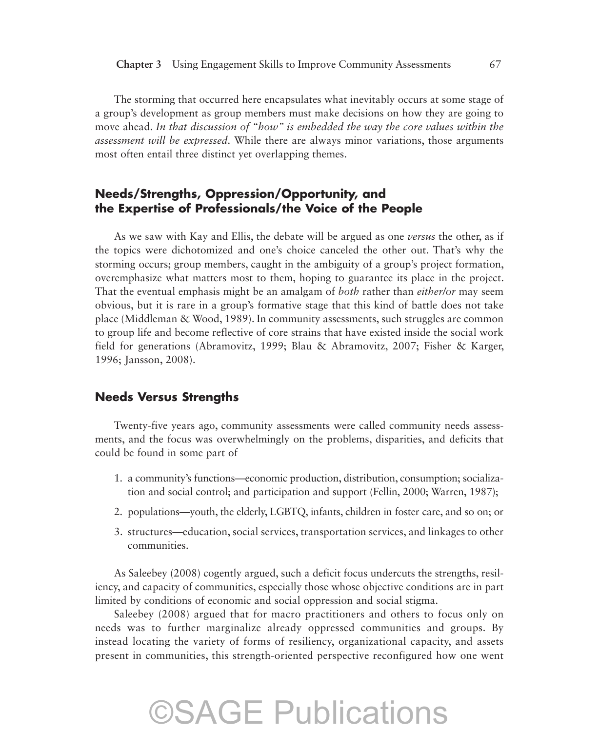The storming that occurred here encapsulates what inevitably occurs at some stage of a group's development as group members must make decisions on how they are going to move ahead. *In that discussion of "how" is embedded the way the core values within the assessment will be expressed.* While there are always minor variations, those arguments most often entail three distinct yet overlapping themes.

## Needs/Strengths, Oppression/Opportunity, and the Expertise of Professionals/the Voice of the People

As we saw with Kay and Ellis, the debate will be argued as one *versus* the other, as if the topics were dichotomized and one's choice canceled the other out. That's why the storming occurs; group members, caught in the ambiguity of a group's project formation, overemphasize what matters most to them, hoping to guarantee its place in the project. That the eventual emphasis might be an amalgam of *both* rather than *either/or* may seem obvious, but it is rare in a group's formative stage that this kind of battle does not take place (Middleman & Wood, 1989). In community assessments, such struggles are common to group life and become reflective of core strains that have existed inside the social work field for generations (Abramovitz, 1999; Blau & Abramovitz, 2007; Fisher & Karger, 1996; Jansson, 2008).

## Needs Versus Strengths

Twenty-five years ago, community assessments were called community needs assessments, and the focus was overwhelmingly on the problems, disparities, and deficits that could be found in some part of

1. a community's functions—economic production, distribution, consumption; socialization and social control; and participation and support (Fellin, 2000; Warren, 1987);
2. populations—youth, the elderly, LGBTQ, infants, children in foster care, and so on; or
3. structures—education, social services, transportation services, and linkages to other communities.

As Saleebey (2008) cogently argued, such a deficit focus undercuts the strengths, resiliency, and capacity of communities, especially those whose objective conditions are in part limited by conditions of economic and social oppression and social stigma.

Saleebey (2008) argued that for macro practitioners and others to focus only on needs was to further marginalize already oppressed communities and groups. By instead locating the variety of forms of resiliency, organizational capacity, and assets present in communities, this strength-oriented perspective reconfigured how one went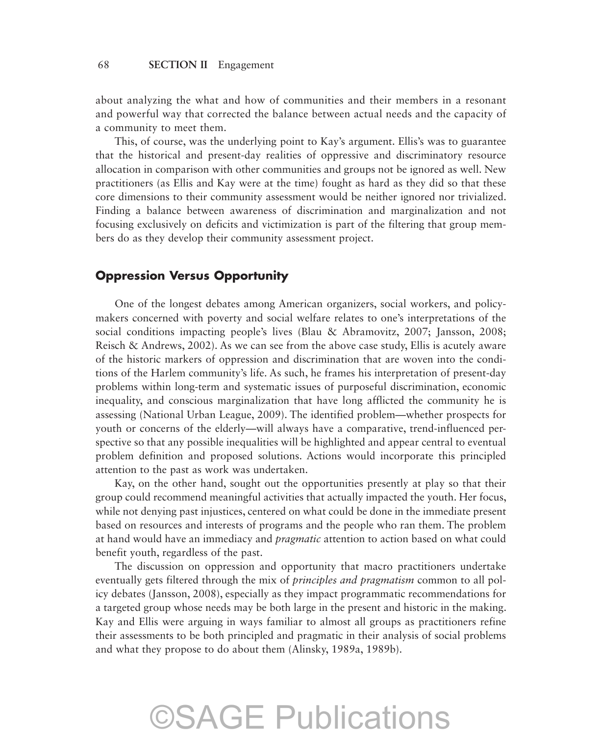about analyzing the what and how of communities and their members in a resonant and powerful way that corrected the balance between actual needs and the capacity of a community to meet them.

This, of course, was the underlying point to Kay's argument. Ellis's was to guarantee that the historical and present-day realities of oppressive and discriminatory resource allocation in comparison with other communities and groups not be ignored as well. New practitioners (as Ellis and Kay were at the time) fought as hard as they did so that these core dimensions to their community assessment would be neither ignored nor trivialized. Finding a balance between awareness of discrimination and marginalization and not focusing exclusively on deficits and victimization is part of the filtering that group members do as they develop their community assessment project.

## Oppression Versus Opportunity

One of the longest debates among American organizers, social workers, and policymakers concerned with poverty and social welfare relates to one's interpretations of the social conditions impacting people's lives (Blau & Abramovitz, 2007; Jansson, 2008; Reisch & Andrews, 2002). As we can see from the above case study, Ellis is acutely aware of the historic markers of oppression and discrimination that are woven into the conditions of the Harlem community's life. As such, he frames his interpretation of present-day problems within long-term and systematic issues of purposeful discrimination, economic inequality, and conscious marginalization that have long afflicted the community he is assessing (National Urban League, 2009). The identified problem—whether prospects for youth or concerns of the elderly—will always have a comparative, trend-influenced perspective so that any possible inequalities will be highlighted and appear central to eventual problem definition and proposed solutions. Actions would incorporate this principled attention to the past as work was undertaken.

Kay, on the other hand, sought out the opportunities presently at play so that their group could recommend meaningful activities that actually impacted the youth. Her focus, while not denying past injustices, centered on what could be done in the immediate present based on resources and interests of programs and the people who ran them. The problem at hand would have an immediacy and *pragmatic* attention to action based on what could benefit youth, regardless of the past.

The discussion on oppression and opportunity that macro practitioners undertake eventually gets filtered through the mix of *principles and pragmatism* common to all policy debates (Jansson, 2008), especially as they impact programmatic recommendations for a targeted group whose needs may be both large in the present and historic in the making. Kay and Ellis were arguing in ways familiar to almost all groups as practitioners refine their assessments to be both principled and pragmatic in their analysis of social problems and what they propose to do about them (Alinsky, 1989a, 1989b).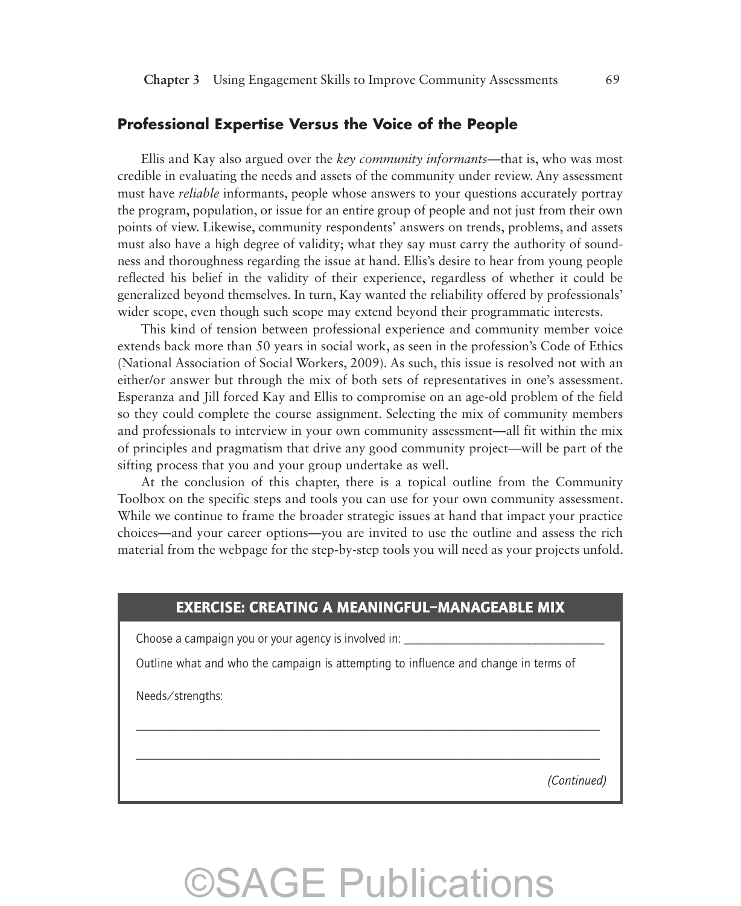## Professional Expertise Versus the Voice of the People

Ellis and Kay also argued over the *key community informants*—that is, who was most credible in evaluating the needs and assets of the community under review. Any assessment must have *reliable* informants, people whose answers to your questions accurately portray the program, population, or issue for an entire group of people and not just from their own points of view. Likewise, community respondents' answers on trends, problems, and assets must also have a high degree of validity; what they say must carry the authority of soundness and thoroughness regarding the issue at hand. Ellis's desire to hear from young people reflected his belief in the validity of their experience, regardless of whether it could be generalized beyond themselves. In turn, Kay wanted the reliability offered by professionals' wider scope, even though such scope may extend beyond their programmatic interests.

This kind of tension between professional experience and community member voice extends back more than 50 years in social work, as seen in the profession's Code of Ethics (National Association of Social Workers, 2009). As such, this issue is resolved not with an either/or answer but through the mix of both sets of representatives in one's assessment. Esperanza and Jill forced Kay and Ellis to compromise on an age-old problem of the field so they could complete the course assignment. Selecting the mix of community members and professionals to interview in your own community assessment—all fit within the mix of principles and pragmatism that drive any good community project—will be part of the sifting process that you and your group undertake as well.

At the conclusion of this chapter, there is a topical outline from the Community Toolbox on the specific steps and tools you can use for your own community assessment. While we continue to frame the broader strategic issues at hand that impact your practice choices—and your career options—you are invited to use the outline and assess the rich material from the webpage for the step-by-step tools you will need as your projects unfold.

### EXERCISE: CREATING A MEANINGFUL-MANAGEABLE MIX

Choose a campaign you or your agency is involved in: ________________________________

Outline what and who the campaign is attempting to influence and change in terms of

Needs/strengths:

____________________________________________________________________________

____________________________________________________________________________

*(Continued)*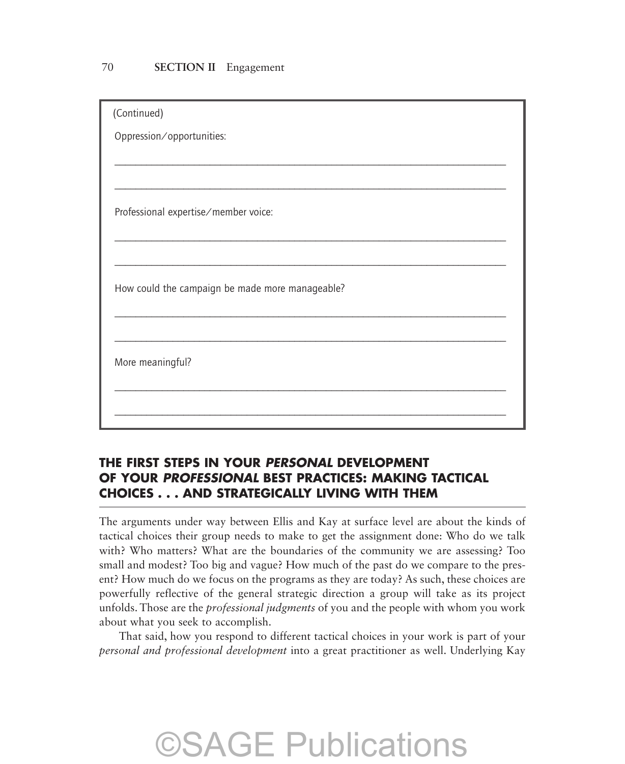(Continued)

Oppression/opportunities:

\_\_\_\_\_\_\_\_\_\_\_\_\_\_\_\_\_\_\_\_\_\_\_\_\_\_\_\_\_\_\_\_\_\_\_\_\_\_\_\_\_\_\_\_\_\_\_\_\_\_\_\_\_\_\_\_\_\_\_\_\_\_\_\_

\_\_\_\_\_\_\_\_\_\_\_\_\_\_\_\_\_\_\_\_\_\_\_\_\_\_\_\_\_\_\_\_\_\_\_\_\_\_\_\_\_\_\_\_\_\_\_\_\_\_\_\_\_\_\_\_\_\_\_\_\_\_\_\_

Professional expertise/member voice:

\_\_\_\_\_\_\_\_\_\_\_\_\_\_\_\_\_\_\_\_\_\_\_\_\_\_\_\_\_\_\_\_\_\_\_\_\_\_\_\_\_\_\_\_\_\_\_\_\_\_\_\_\_\_\_\_\_\_\_\_\_\_\_\_

\_\_\_\_\_\_\_\_\_\_\_\_\_\_\_\_\_\_\_\_\_\_\_\_\_\_\_\_\_\_\_\_\_\_\_\_\_\_\_\_\_\_\_\_\_\_\_\_\_\_\_\_\_\_\_\_\_\_\_\_\_\_\_\_

How could the campaign be made more manageable?

\_\_\_\_\_\_\_\_\_\_\_\_\_\_\_\_\_\_\_\_\_\_\_\_\_\_\_\_\_\_\_\_\_\_\_\_\_\_\_\_\_\_\_\_\_\_\_\_\_\_\_\_\_\_\_\_\_\_\_\_\_\_\_\_

\_\_\_\_\_\_\_\_\_\_\_\_\_\_\_\_\_\_\_\_\_\_\_\_\_\_\_\_\_\_\_\_\_\_\_\_\_\_\_\_\_\_\_\_\_\_\_\_\_\_\_\_\_\_\_\_\_\_\_\_\_\_\_\_

More meaningful?

\_\_\_\_\_\_\_\_\_\_\_\_\_\_\_\_\_\_\_\_\_\_\_\_\_\_\_\_\_\_\_\_\_\_\_\_\_\_\_\_\_\_\_\_\_\_\_\_\_\_\_\_\_\_\_\_\_\_\_\_\_\_\_\_

\_\_\_\_\_\_\_\_\_\_\_\_\_\_\_\_\_\_\_\_\_\_\_\_\_\_\_\_\_\_\_\_\_\_\_\_\_\_\_\_\_\_\_\_\_\_\_\_\_\_\_\_\_\_\_\_\_\_\_\_\_\_\_\_

## THE FIRST STEPS IN YOUR *PERSONAL* DEVELOPMENT OF YOUR *PROFESSIONAL* BEST PRACTICES: MAKING TACTICAL CHOICES . . . AND STRATEGICALLY LIVING WITH THEM

The arguments under way between Ellis and Kay at surface level are about the kinds of tactical choices their group needs to make to get the assignment done: Who do we talk with? Who matters? What are the boundaries of the community we are assessing? Too small and modest? Too big and vague? How much of the past do we compare to the present? How much do we focus on the programs as they are today? As such, these choices are powerfully reflective of the general strategic direction a group will take as its project unfolds. Those are the *professional judgments* of you and the people with whom you work about what you seek to accomplish.

That said, how you respond to different tactical choices in your work is part of your *personal and professional development* into a great practitioner as well. Underlying Kay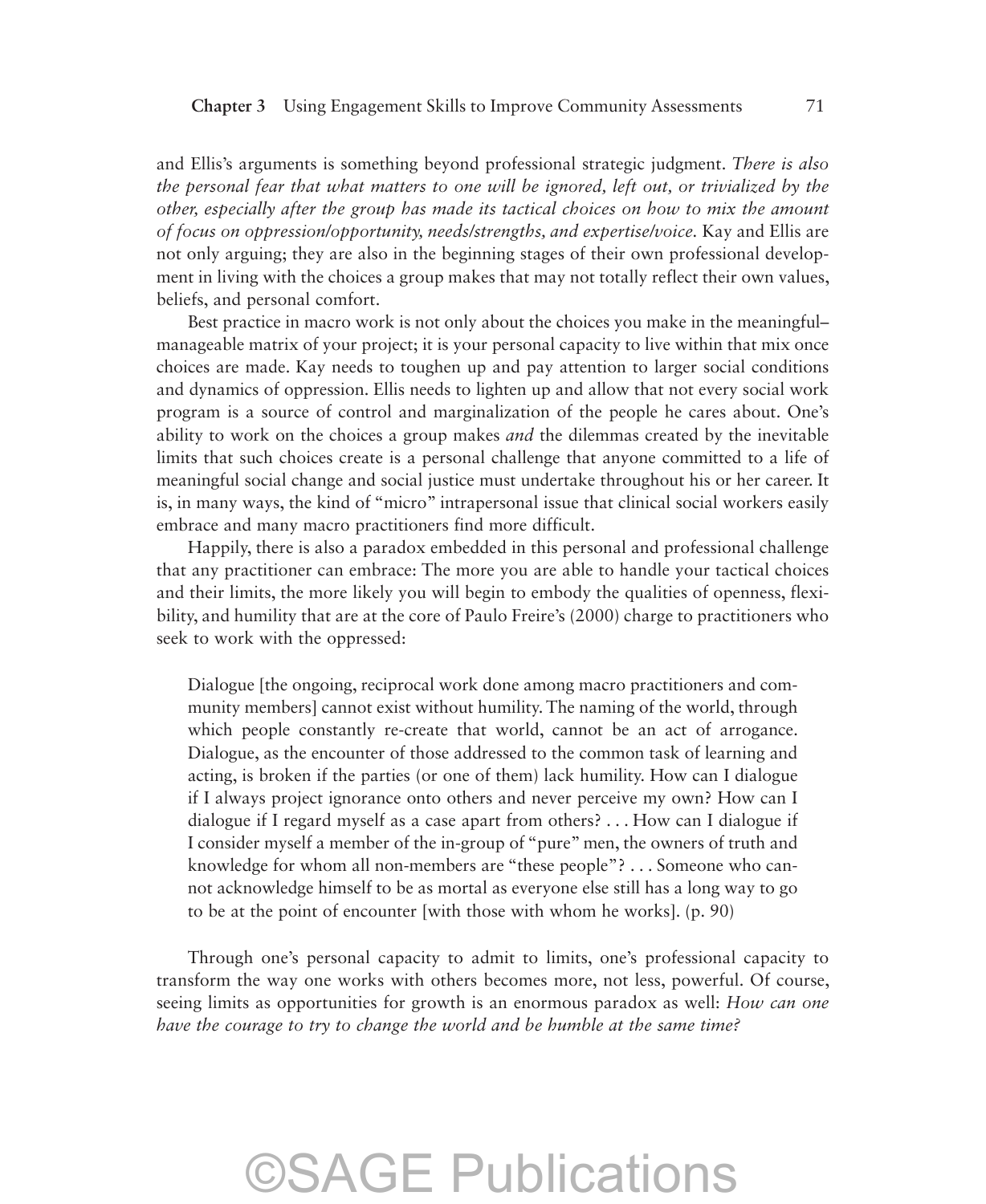and Ellis's arguments is something beyond professional strategic judgment. *There is also the personal fear that what matters to one will be ignored, left out, or trivialized by the other, especially after the group has made its tactical choices on how to mix the amount of focus on oppression/opportunity, needs/strengths, and expertise/voice.* Kay and Ellis are not only arguing; they are also in the beginning stages of their own professional development in living with the choices a group makes that may not totally reflect their own values, beliefs, and personal comfort.

Best practice in macro work is not only about the choices you make in the meaningful–manageable matrix of your project; it is your personal capacity to live within that mix once choices are made. Kay needs to toughen up and pay attention to larger social conditions and dynamics of oppression. Ellis needs to lighten up and allow that not every social work program is a source of control and marginalization of the people he cares about. One's ability to work on the choices a group makes *and* the dilemmas created by the inevitable limits that such choices create is a personal challenge that anyone committed to a life of meaningful social change and social justice must undertake throughout his or her career. It is, in many ways, the kind of "micro" intrapersonal issue that clinical social workers easily embrace and many macro practitioners find more difficult.

Happily, there is also a paradox embedded in this personal and professional challenge that any practitioner can embrace: The more you are able to handle your tactical choices and their limits, the more likely you will begin to embody the qualities of openness, flexibility, and humility that are at the core of Paulo Freire's (2000) charge to practitioners who seek to work with the oppressed:

> Dialogue [the ongoing, reciprocal work done among macro practitioners and community members] cannot exist without humility. The naming of the world, through which people constantly re-create that world, cannot be an act of arrogance. Dialogue, as the encounter of those addressed to the common task of learning and acting, is broken if the parties (or one of them) lack humility. How can I dialogue if I always project ignorance onto others and never perceive my own? How can I dialogue if I regard myself as a case apart from others? . . . How can I dialogue if I consider myself a member of the in-group of "pure" men, the owners of truth and knowledge for whom all non-members are "these people"? . . . Someone who cannot acknowledge himself to be as mortal as everyone else still has a long way to go to be at the point of encounter [with those with whom he works]. (p. 90)

Through one's personal capacity to admit to limits, one's professional capacity to transform the way one works with others becomes more, not less, powerful. Of course, seeing limits as opportunities for growth is an enormous paradox as well: *How can one have the courage to try to change the world and be humble at the same time?*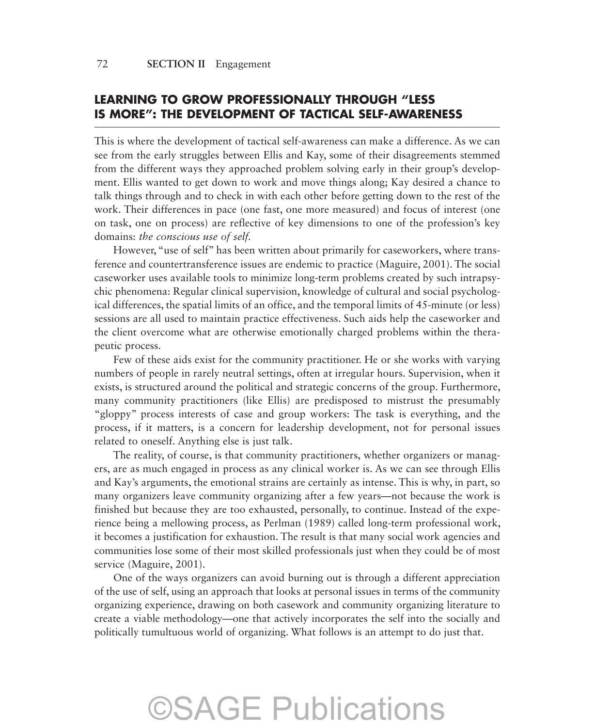## LEARNING TO GROW PROFESSIONALLY THROUGH "LESS IS MORE": THE DEVELOPMENT OF TACTICAL SELF-AWARENESS

This is where the development of tactical self-awareness can make a difference. As we can see from the early struggles between Ellis and Kay, some of their disagreements stemmed from the different ways they approached problem solving early in their group's development. Ellis wanted to get down to work and move things along; Kay desired a chance to talk things through and to check in with each other before getting down to the rest of the work. Their differences in pace (one fast, one more measured) and focus of interest (one on task, one on process) are reflective of key dimensions to one of the profession's key domains: *the conscious use of self.*

However, "use of self" has been written about primarily for caseworkers, where transference and countertransference issues are endemic to practice (Maguire, 2001). The social caseworker uses available tools to minimize long-term problems created by such intrapsychic phenomena: Regular clinical supervision, knowledge of cultural and social psychological differences, the spatial limits of an office, and the temporal limits of 45-minute (or less) sessions are all used to maintain practice effectiveness. Such aids help the caseworker and the client overcome what are otherwise emotionally charged problems within the therapeutic process.

Few of these aids exist for the community practitioner. He or she works with varying numbers of people in rarely neutral settings, often at irregular hours. Supervision, when it exists, is structured around the political and strategic concerns of the group. Furthermore, many community practitioners (like Ellis) are predisposed to mistrust the presumably "gloppy" process interests of case and group workers: The task is everything, and the process, if it matters, is a concern for leadership development, not for personal issues related to oneself. Anything else is just talk.

The reality, of course, is that community practitioners, whether organizers or managers, are as much engaged in process as any clinical worker is. As we can see through Ellis and Kay's arguments, the emotional strains are certainly as intense. This is why, in part, so many organizers leave community organizing after a few years—not because the work is finished but because they are too exhausted, personally, to continue. Instead of the experience being a mellowing process, as Perlman (1989) called long-term professional work, it becomes a justification for exhaustion. The result is that many social work agencies and communities lose some of their most skilled professionals just when they could be of most service (Maguire, 2001).

One of the ways organizers can avoid burning out is through a different appreciation of the use of self, using an approach that looks at personal issues in terms of the community organizing experience, drawing on both casework and community organizing literature to create a viable methodology—one that actively incorporates the self into the socially and politically tumultuous world of organizing. What follows is an attempt to do just that.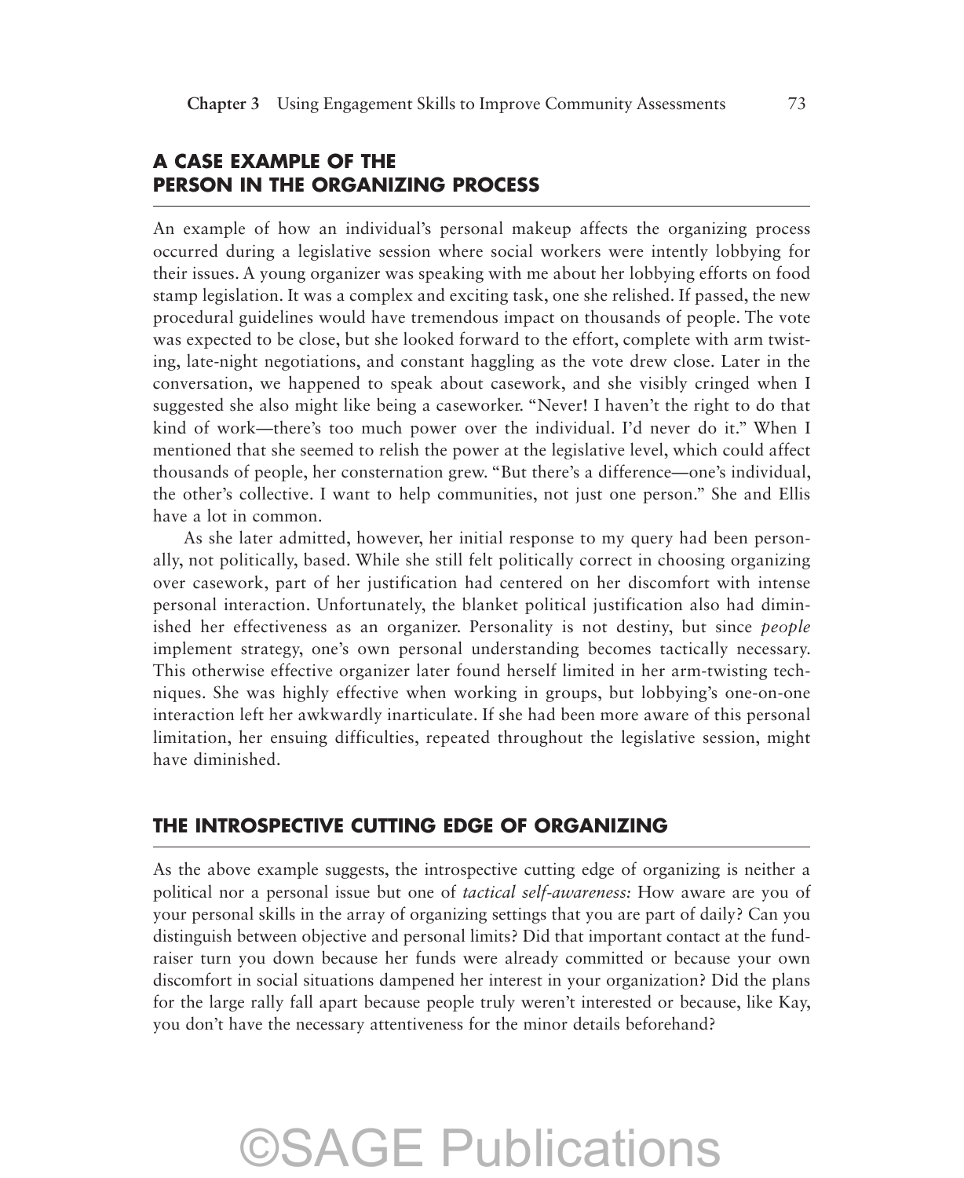## A CASE EXAMPLE OF THE PERSON IN THE ORGANIZING PROCESS

An example of how an individual's personal makeup affects the organizing process occurred during a legislative session where social workers were intently lobbying for their issues. A young organizer was speaking with me about her lobbying efforts on food stamp legislation. It was a complex and exciting task, one she relished. If passed, the new procedural guidelines would have tremendous impact on thousands of people. The vote was expected to be close, but she looked forward to the effort, complete with arm twisting, late-night negotiations, and constant haggling as the vote drew close. Later in the conversation, we happened to speak about casework, and she visibly cringed when I suggested she also might like being a caseworker. "Never! I haven't the right to do that kind of work—there's too much power over the individual. I'd never do it." When I mentioned that she seemed to relish the power at the legislative level, which could affect thousands of people, her consternation grew. "But there's a difference—one's individual, the other's collective. I want to help communities, not just one person." She and Ellis have a lot in common.

As she later admitted, however, her initial response to my query had been personally, not politically, based. While she still felt politically correct in choosing organizing over casework, part of her justification had centered on her discomfort with intense personal interaction. Unfortunately, the blanket political justification also had diminished her effectiveness as an organizer. Personality is not destiny, but since *people* implement strategy, one's own personal understanding becomes tactically necessary. This otherwise effective organizer later found herself limited in her arm-twisting techniques. She was highly effective when working in groups, but lobbying's one-on-one interaction left her awkwardly inarticulate. If she had been more aware of this personal limitation, her ensuing difficulties, repeated throughout the legislative session, might have diminished.

## THE INTROSPECTIVE CUTTING EDGE OF ORGANIZING

As the above example suggests, the introspective cutting edge of organizing is neither a political nor a personal issue but one of *tactical self-awareness:* How aware are you of your personal skills in the array of organizing settings that you are part of daily? Can you distinguish between objective and personal limits? Did that important contact at the fundraiser turn you down because her funds were already committed or because your own discomfort in social situations dampened her interest in your organization? Did the plans for the large rally fall apart because people truly weren't interested or because, like Kay, you don't have the necessary attentiveness for the minor details beforehand?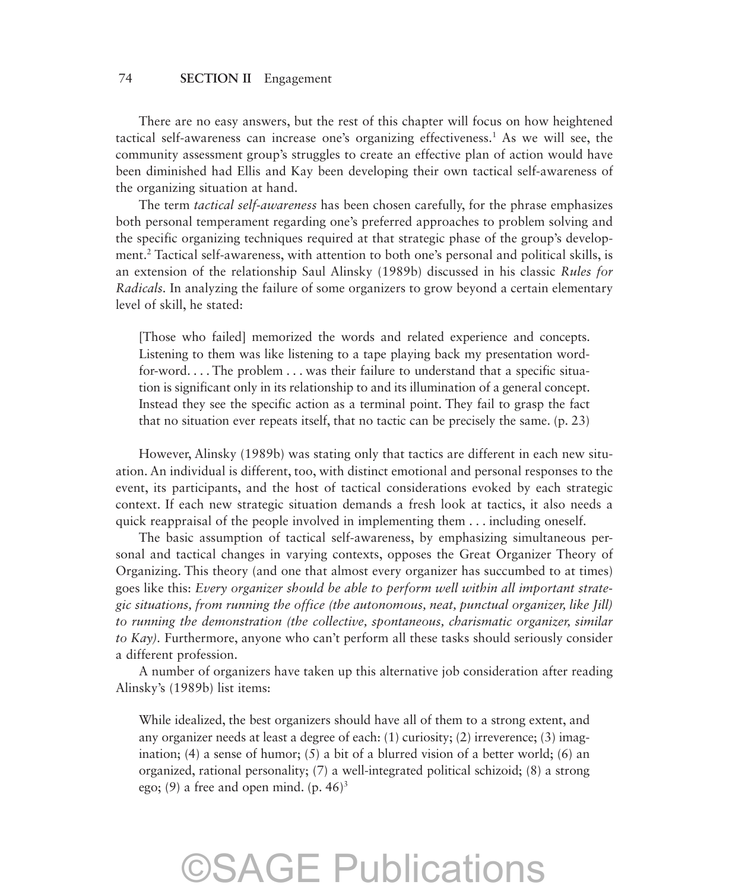There are no easy answers, but the rest of this chapter will focus on how heightened tactical self-awareness can increase one's organizing effectiveness.[1] As we will see, the community assessment group's struggles to create an effective plan of action would have been diminished had Ellis and Kay been developing their own tactical self-awareness of the organizing situation at hand.

The term *tactical self-awareness* has been chosen carefully, for the phrase emphasizes both personal temperament regarding one's preferred approaches to problem solving and the specific organizing techniques required at that strategic phase of the group's development.[2] Tactical self-awareness, with attention to both one's personal and political skills, is an extension of the relationship Saul Alinsky (1989b) discussed in his classic *Rules for Radicals.* In analyzing the failure of some organizers to grow beyond a certain elementary level of skill, he stated:

> [Those who failed] memorized the words and related experience and concepts. Listening to them was like listening to a tape playing back my presentation word-for-word. . . . The problem . . . was their failure to understand that a specific situation is significant only in its relationship to and its illumination of a general concept. Instead they see the specific action as a terminal point. They fail to grasp the fact that no situation ever repeats itself, that no tactic can be precisely the same. (p. 23)

However, Alinsky (1989b) was stating only that tactics are different in each new situation. An individual is different, too, with distinct emotional and personal responses to the event, its participants, and the host of tactical considerations evoked by each strategic context. If each new strategic situation demands a fresh look at tactics, it also needs a quick reappraisal of the people involved in implementing them . . . including oneself.

The basic assumption of tactical self-awareness, by emphasizing simultaneous personal and tactical changes in varying contexts, opposes the Great Organizer Theory of Organizing. This theory (and one that almost every organizer has succumbed to at times) goes like this: *Every organizer should be able to perform well within all important strategic situations, from running the office (the autonomous, neat, punctual organizer, like Jill) to running the demonstration (the collective, spontaneous, charismatic organizer, similar to Kay).* Furthermore, anyone who can't perform all these tasks should seriously consider a different profession.

A number of organizers have taken up this alternative job consideration after reading Alinsky's (1989b) list items:

> While idealized, the best organizers should have all of them to a strong extent, and any organizer needs at least a degree of each: (1) curiosity; (2) irreverence; (3) imagination; (4) a sense of humor; (5) a bit of a blurred vision of a better world; (6) an organized, rational personality; (7) a well-integrated political schizoid; (8) a strong ego; (9) a free and open mind. (p. 46)[3]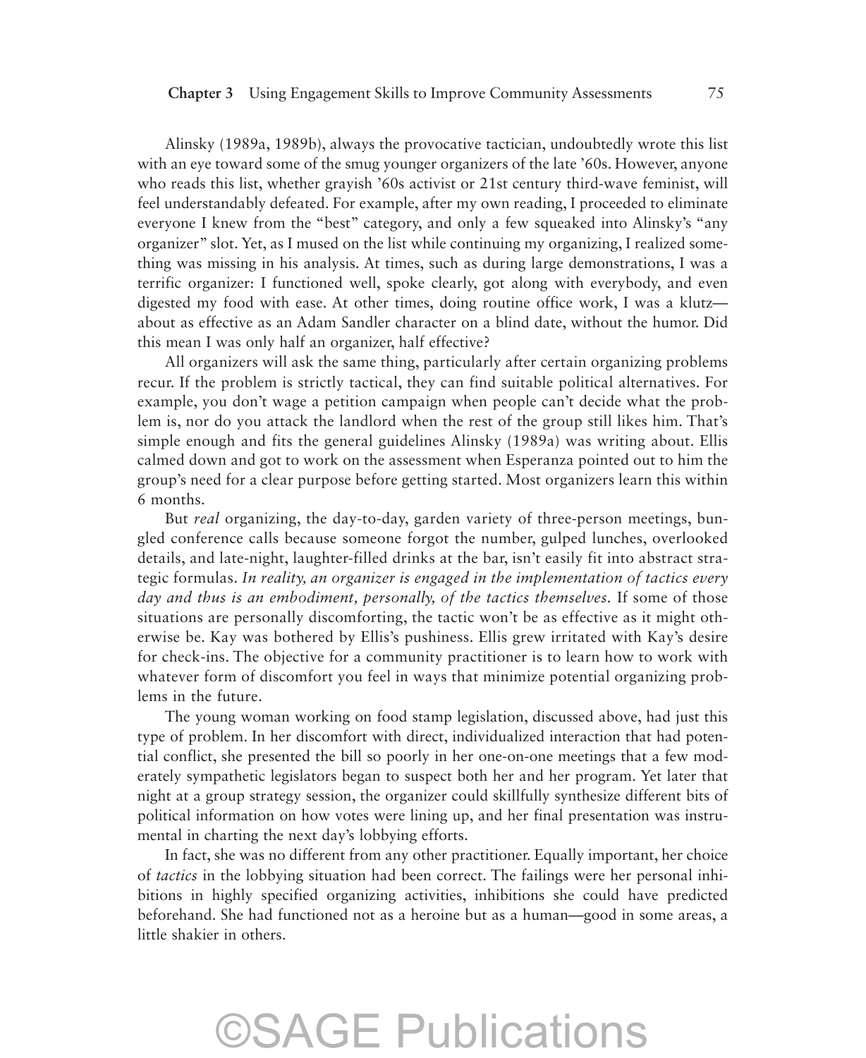Alinsky (1989a, 1989b), always the provocative tactician, undoubtedly wrote this list with an eye toward some of the smug younger organizers of the late '60s. However, anyone who reads this list, whether grayish '60s activist or 21st century third-wave feminist, will feel understandably defeated. For example, after my own reading, I proceeded to eliminate everyone I knew from the "best" category, and only a few squeaked into Alinsky's "any organizer" slot. Yet, as I mused on the list while continuing my organizing, I realized something was missing in his analysis. At times, such as during large demonstrations, I was a terrific organizer: I functioned well, spoke clearly, got along with everybody, and even digested my food with ease. At other times, doing routine office work, I was a klutz—about as effective as an Adam Sandler character on a blind date, without the humor. Did this mean I was only half an organizer, half effective?

All organizers will ask the same thing, particularly after certain organizing problems recur. If the problem is strictly tactical, they can find suitable political alternatives. For example, you don't wage a petition campaign when people can't decide what the problem is, nor do you attack the landlord when the rest of the group still likes him. That's simple enough and fits the general guidelines Alinsky (1989a) was writing about. Ellis calmed down and got to work on the assessment when Esperanza pointed out to him the group's need for a clear purpose before getting started. Most organizers learn this within 6 months.

But *real* organizing, the day-to-day, garden variety of three-person meetings, bungled conference calls because someone forgot the number, gulped lunches, overlooked details, and late-night, laughter-filled drinks at the bar, isn't easily fit into abstract strategic formulas. *In reality, an organizer is engaged in the implementation of tactics every day and thus is an embodiment, personally, of the tactics themselves.* If some of those situations are personally discomforting, the tactic won't be as effective as it might otherwise be. Kay was bothered by Ellis's pushiness. Ellis grew irritated with Kay's desire for check-ins. The objective for a community practitioner is to learn how to work with whatever form of discomfort you feel in ways that minimize potential organizing problems in the future.

The young woman working on food stamp legislation, discussed above, had just this type of problem. In her discomfort with direct, individualized interaction that had potential conflict, she presented the bill so poorly in her one-on-one meetings that a few moderately sympathetic legislators began to suspect both her and her program. Yet later that night at a group strategy session, the organizer could skillfully synthesize different bits of political information on how votes were lining up, and her final presentation was instrumental in charting the next day's lobbying efforts.

In fact, she was no different from any other practitioner. Equally important, her choice of *tactics* in the lobbying situation had been correct. The failings were her personal inhibitions in highly specified organizing activities, inhibitions she could have predicted beforehand. She had functioned not as a heroine but as a human—good in some areas, a little shakier in others.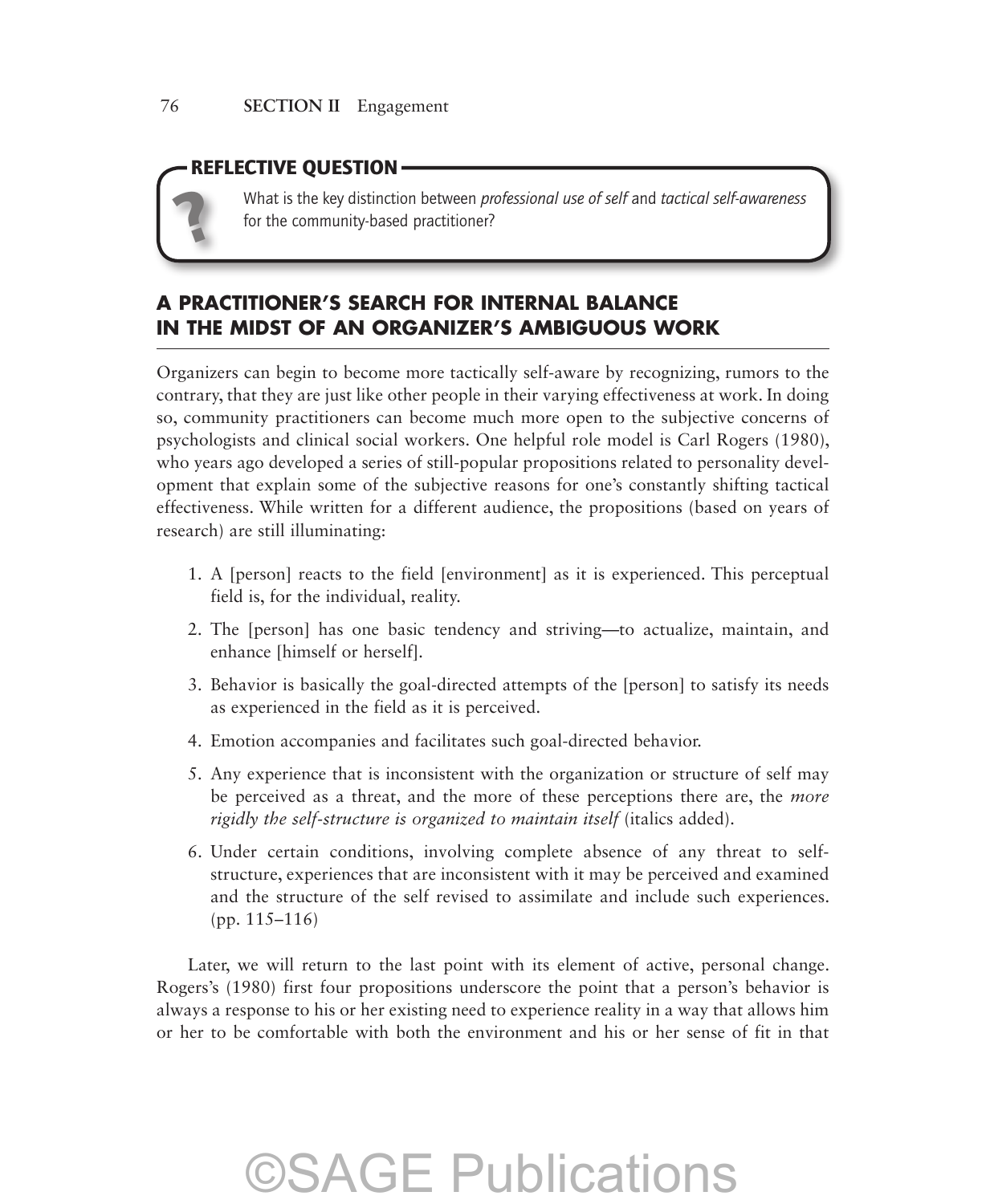**REFLECTIVE QUESTION**

What is the key distinction between *professional use of self* and *tactical self-awareness* for the community-based practitioner?

## A PRACTITIONER'S SEARCH FOR INTERNAL BALANCE IN THE MIDST OF AN ORGANIZER'S AMBIGUOUS WORK

Organizers can begin to become more tactically self-aware by recognizing, rumors to the contrary, that they are just like other people in their varying effectiveness at work. In doing so, community practitioners can become much more open to the subjective concerns of psychologists and clinical social workers. One helpful role model is Carl Rogers (1980), who years ago developed a series of still-popular propositions related to personality development that explain some of the subjective reasons for one's constantly shifting tactical effectiveness. While written for a different audience, the propositions (based on years of research) are still illuminating:

1. A [person] reacts to the field [environment] as it is experienced. This perceptual field is, for the individual, reality.
2. The [person] has one basic tendency and striving—to actualize, maintain, and enhance [himself or herself].
3. Behavior is basically the goal-directed attempts of the [person] to satisfy its needs as experienced in the field as it is perceived.
4. Emotion accompanies and facilitates such goal-directed behavior.
5. Any experience that is inconsistent with the organization or structure of self may be perceived as a threat, and the more of these perceptions there are, the *more rigidly the self-structure is organized to maintain itself* (italics added).
6. Under certain conditions, involving complete absence of any threat to self-structure, experiences that are inconsistent with it may be perceived and examined and the structure of the self revised to assimilate and include such experiences. (pp. 115–116)

Later, we will return to the last point with its element of active, personal change. Rogers's (1980) first four propositions underscore the point that a person's behavior is always a response to his or her existing need to experience reality in a way that allows him or her to be comfortable with both the environment and his or her sense of fit in that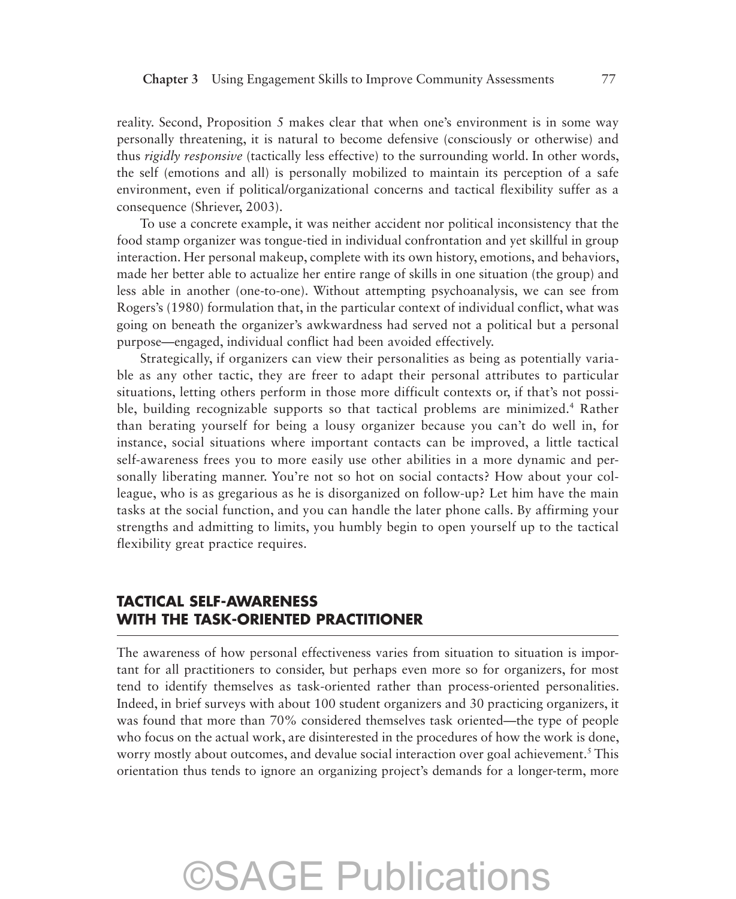reality. Second, Proposition 5 makes clear that when one's environment is in some way personally threatening, it is natural to become defensive (consciously or otherwise) and thus *rigidly responsive* (tactically less effective) to the surrounding world. In other words, the self (emotions and all) is personally mobilized to maintain its perception of a safe environment, even if political/organizational concerns and tactical flexibility suffer as a consequence (Shriever, 2003).

To use a concrete example, it was neither accident nor political inconsistency that the food stamp organizer was tongue-tied in individual confrontation and yet skillful in group interaction. Her personal makeup, complete with its own history, emotions, and behaviors, made her better able to actualize her entire range of skills in one situation (the group) and less able in another (one-to-one). Without attempting psychoanalysis, we can see from Rogers's (1980) formulation that, in the particular context of individual conflict, what was going on beneath the organizer's awkwardness had served not a political but a personal purpose—engaged, individual conflict had been avoided effectively.

Strategically, if organizers can view their personalities as being as potentially variable as any other tactic, they are freer to adapt their personal attributes to particular situations, letting others perform in those more difficult contexts or, if that's not possible, building recognizable supports so that tactical problems are minimized.[4] Rather than berating yourself for being a lousy organizer because you can't do well in, for instance, social situations where important contacts can be improved, a little tactical self-awareness frees you to more easily use other abilities in a more dynamic and personally liberating manner. You're not so hot on social contacts? How about your colleague, who is as gregarious as he is disorganized on follow-up? Let him have the main tasks at the social function, and you can handle the later phone calls. By affirming your strengths and admitting to limits, you humbly begin to open yourself up to the tactical flexibility great practice requires.

## TACTICAL SELF-AWARENESS WITH THE TASK-ORIENTED PRACTITIONER

The awareness of how personal effectiveness varies from situation to situation is important for all practitioners to consider, but perhaps even more so for organizers, for most tend to identify themselves as task-oriented rather than process-oriented personalities. Indeed, in brief surveys with about 100 student organizers and 30 practicing organizers, it was found that more than 70% considered themselves task oriented—the type of people who focus on the actual work, are disinterested in the procedures of how the work is done, worry mostly about outcomes, and devalue social interaction over goal achievement.[5] This orientation thus tends to ignore an organizing project's demands for a longer-term, more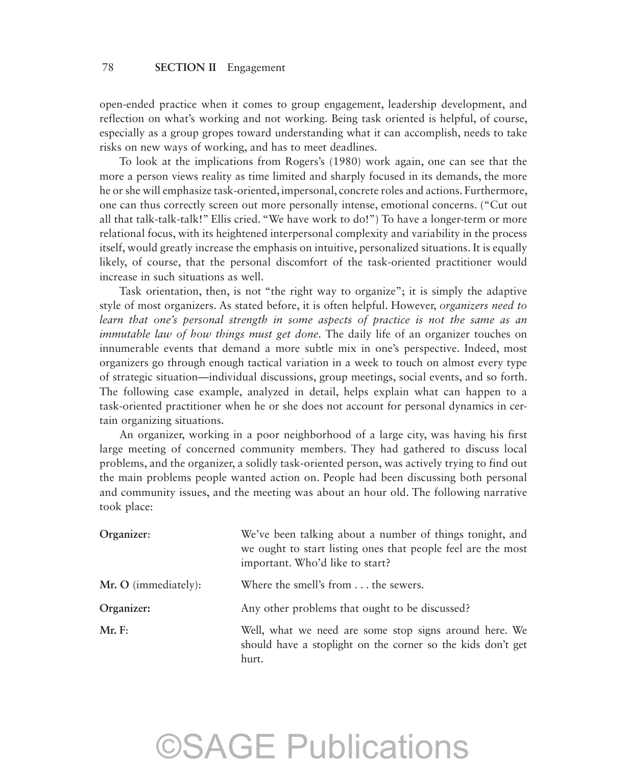open-ended practice when it comes to group engagement, leadership development, and reflection on what's working and not working. Being task oriented is helpful, of course, especially as a group gropes toward understanding what it can accomplish, needs to take risks on new ways of working, and has to meet deadlines.

To look at the implications from Rogers's (1980) work again, one can see that the more a person views reality as time limited and sharply focused in its demands, the more he or she will emphasize task-oriented, impersonal, concrete roles and actions. Furthermore, one can thus correctly screen out more personally intense, emotional concerns. ("Cut out all that talk-talk-talk!" Ellis cried. "We have work to do!") To have a longer-term or more relational focus, with its heightened interpersonal complexity and variability in the process itself, would greatly increase the emphasis on intuitive, personalized situations. It is equally likely, of course, that the personal discomfort of the task-oriented practitioner would increase in such situations as well.

Task orientation, then, is not "the right way to organize"; it is simply the adaptive style of most organizers. As stated before, it is often helpful. However, *organizers need to learn that one's personal strength in some aspects of practice is not the same as an immutable law of how things must get done.* The daily life of an organizer touches on innumerable events that demand a more subtle mix in one's perspective. Indeed, most organizers go through enough tactical variation in a week to touch on almost every type of strategic situation—individual discussions, group meetings, social events, and so forth. The following case example, analyzed in detail, helps explain what can happen to a task-oriented practitioner when he or she does not account for personal dynamics in certain organizing situations.

An organizer, working in a poor neighborhood of a large city, was having his first large meeting of concerned community members. They had gathered to discuss local problems, and the organizer, a solidly task-oriented person, was actively trying to find out the main problems people wanted action on. People had been discussing both personal and community issues, and the meeting was about an hour old. The following narrative took place:

**Organizer**: We've been talking about a number of things tonight, and we ought to start listing ones that people feel are the most important. Who'd like to start?

**Mr. O** (immediately): Where the smell's from . . . the sewers.

**Organizer:** Any other problems that ought to be discussed?

**Mr. F**: Well, what we need are some stop signs around here. We should have a stoplight on the corner so the kids don't get hurt.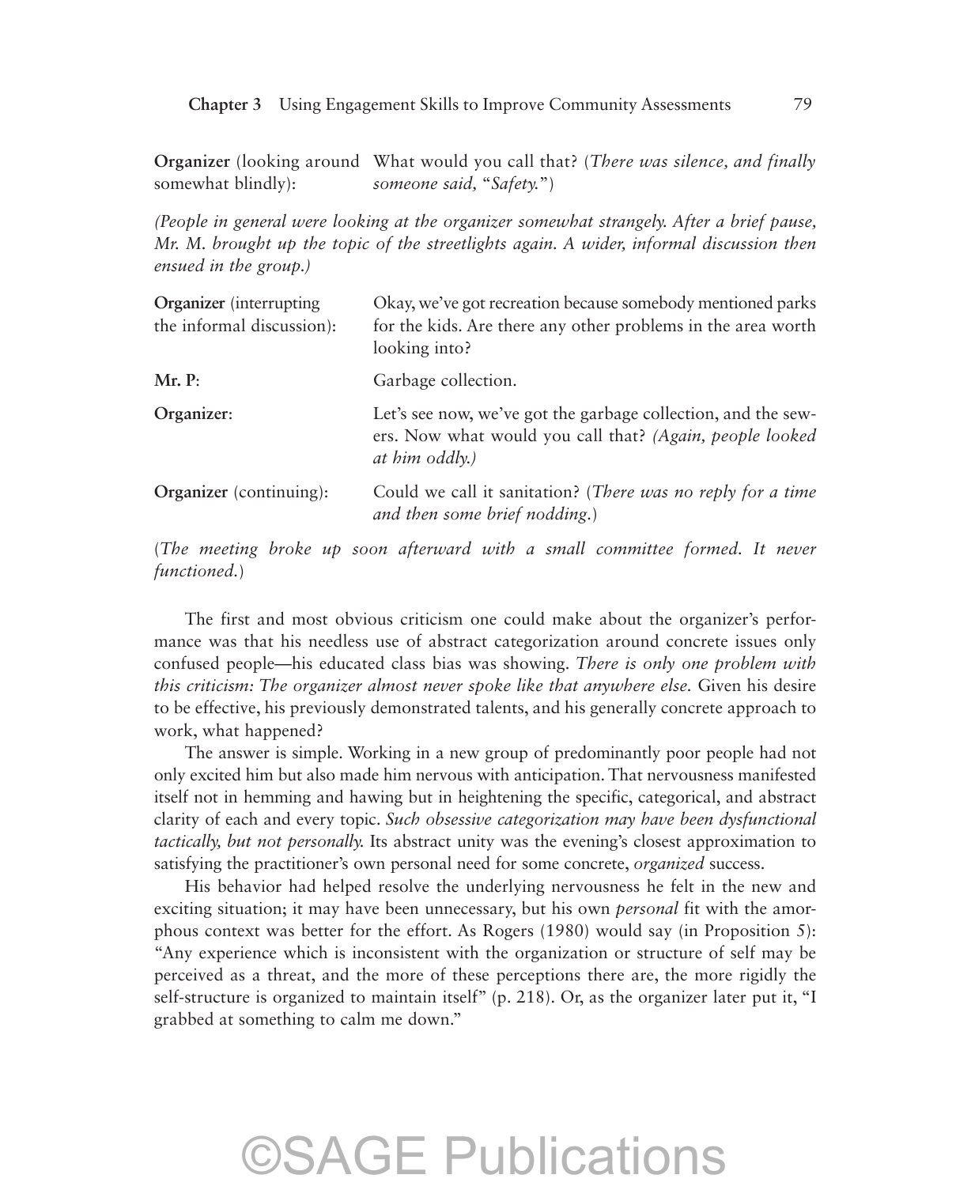**Organizer** (looking around somewhat blindly): What would you call that? (*There was silence, and finally someone said,* "*Safety.*")

*(People in general were looking at the organizer somewhat strangely. After a brief pause, Mr. M. brought up the topic of the streetlights again. A wider, informal discussion then ensued in the group.)*

**Organizer** (interrupting the informal discussion): Okay, we've got recreation because somebody mentioned parks for the kids. Are there any other problems in the area worth looking into?

**Mr. P**: Garbage collection.

**Organizer**: Let's see now, we've got the garbage collection, and the sewers. Now what would you call that? *(Again, people looked at him oddly.)*

**Organizer** (continuing): Could we call it sanitation? (*There was no reply for a time and then some brief nodding.*)

(*The meeting broke up soon afterward with a small committee formed. It never functioned.*)

The first and most obvious criticism one could make about the organizer's performance was that his needless use of abstract categorization around concrete issues only confused people—his educated class bias was showing. *There is only one problem with this criticism: The organizer almost never spoke like that anywhere else.* Given his desire to be effective, his previously demonstrated talents, and his generally concrete approach to work, what happened?

The answer is simple. Working in a new group of predominantly poor people had not only excited him but also made him nervous with anticipation. That nervousness manifested itself not in hemming and hawing but in heightening the specific, categorical, and abstract clarity of each and every topic. *Such obsessive categorization may have been dysfunctional tactically, but not personally.* Its abstract unity was the evening's closest approximation to satisfying the practitioner's own personal need for some concrete, *organized* success.

His behavior had helped resolve the underlying nervousness he felt in the new and exciting situation; it may have been unnecessary, but his own *personal* fit with the amorphous context was better for the effort. As Rogers (1980) would say (in Proposition 5): "Any experience which is inconsistent with the organization or structure of self may be perceived as a threat, and the more of these perceptions there are, the more rigidly the self-structure is organized to maintain itself" (p. 218). Or, as the organizer later put it, "I grabbed at something to calm me down."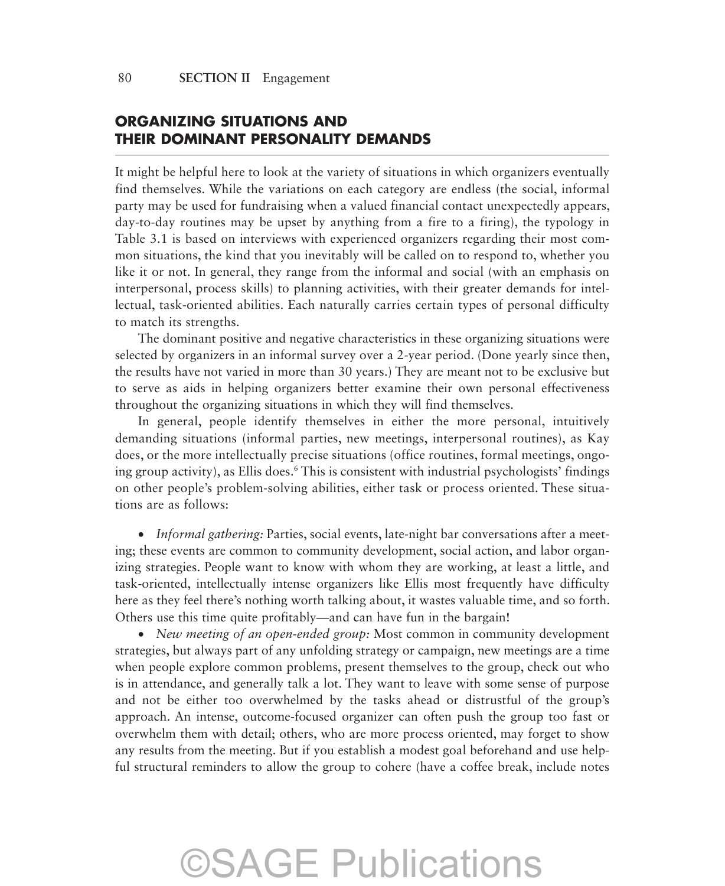## ORGANIZING SITUATIONS AND THEIR DOMINANT PERSONALITY DEMANDS

It might be helpful here to look at the variety of situations in which organizers eventually find themselves. While the variations on each category are endless (the social, informal party may be used for fundraising when a valued financial contact unexpectedly appears, day-to-day routines may be upset by anything from a fire to a firing), the typology in Table 3.1 is based on interviews with experienced organizers regarding their most common situations, the kind that you inevitably will be called on to respond to, whether you like it or not. In general, they range from the informal and social (with an emphasis on interpersonal, process skills) to planning activities, with their greater demands for intellectual, task-oriented abilities. Each naturally carries certain types of personal difficulty to match its strengths.

The dominant positive and negative characteristics in these organizing situations were selected by organizers in an informal survey over a 2-year period. (Done yearly since then, the results have not varied in more than 30 years.) They are meant not to be exclusive but to serve as aids in helping organizers better examine their own personal effectiveness throughout the organizing situations in which they will find themselves.

In general, people identify themselves in either the more personal, intuitively demanding situations (informal parties, new meetings, interpersonal routines), as Kay does, or the more intellectually precise situations (office routines, formal meetings, ongoing group activity), as Ellis does.[6] This is consistent with industrial psychologists' findings on other people's problem-solving abilities, either task or process oriented. These situations are as follows:

- *Informal gathering:* Parties, social events, late-night bar conversations after a meeting; these events are common to community development, social action, and labor organizing strategies. People want to know with whom they are working, at least a little, and task-oriented, intellectually intense organizers like Ellis most frequently have difficulty here as they feel there's nothing worth talking about, it wastes valuable time, and so forth. Others use this time quite profitably—and can have fun in the bargain!
- *New meeting of an open-ended group:* Most common in community development strategies, but always part of any unfolding strategy or campaign, new meetings are a time when people explore common problems, present themselves to the group, check out who is in attendance, and generally talk a lot. They want to leave with some sense of purpose and not be either too overwhelmed by the tasks ahead or distrustful of the group's approach. An intense, outcome-focused organizer can often push the group too fast or overwhelm them with detail; others, who are more process oriented, may forget to show any results from the meeting. But if you establish a modest goal beforehand and use helpful structural reminders to allow the group to cohere (have a coffee break, include notes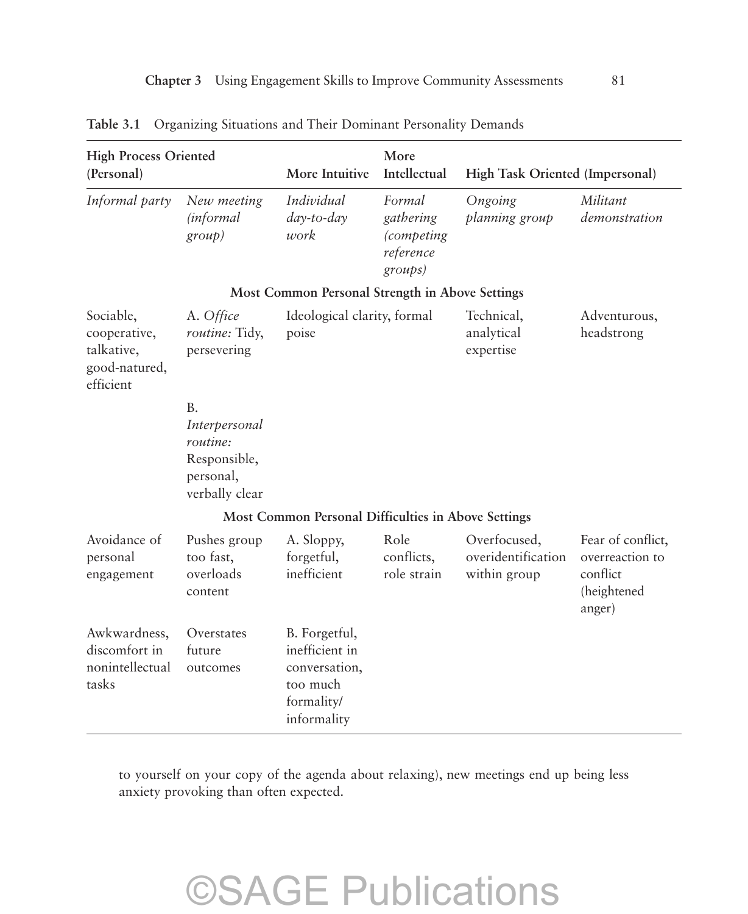**Table 3.1** Organizing Situations and Their Dominant Personality Demands

| High Process Oriented (Personal) | | More Intuitive | More Intellectual | High Task Oriented (Impersonal) | |
|---|---|---|---|---|---|
| *Informal party* | *New meeting (informal group)* | *Individual day-to-day work* | *Formal gathering (competing reference groups)* | *Ongoing planning group* | *Militant demonstration* |
| | | **Most Common Personal Strength in Above Settings** | | | |
| Sociable, cooperative, talkative, good-natured, efficient | A. *Office routine:* Tidy, persevering | Ideological clarity, formal poise | | Technical, analytical expertise | Adventurous, headstrong |
| | B. *Interpersonal routine:* Responsible, personal, verbally clear | | | | |
| | | **Most Common Personal Difficulties in Above Settings** | | | |
| Avoidance of personal engagement | Pushes group too fast, overloads content | A. Sloppy, forgetful, inefficient | Role conflicts, role strain | Overfocused, overidentification within group | Fear of conflict, overreaction to conflict (heightened anger) |
| Awkwardness, discomfort in nonintellectual tasks | Overstates future outcomes | B. Forgetful, inefficient in conversation, too much formality/informality | | | |

to yourself on your copy of the agenda about relaxing), new meetings end up being less anxiety provoking than often expected.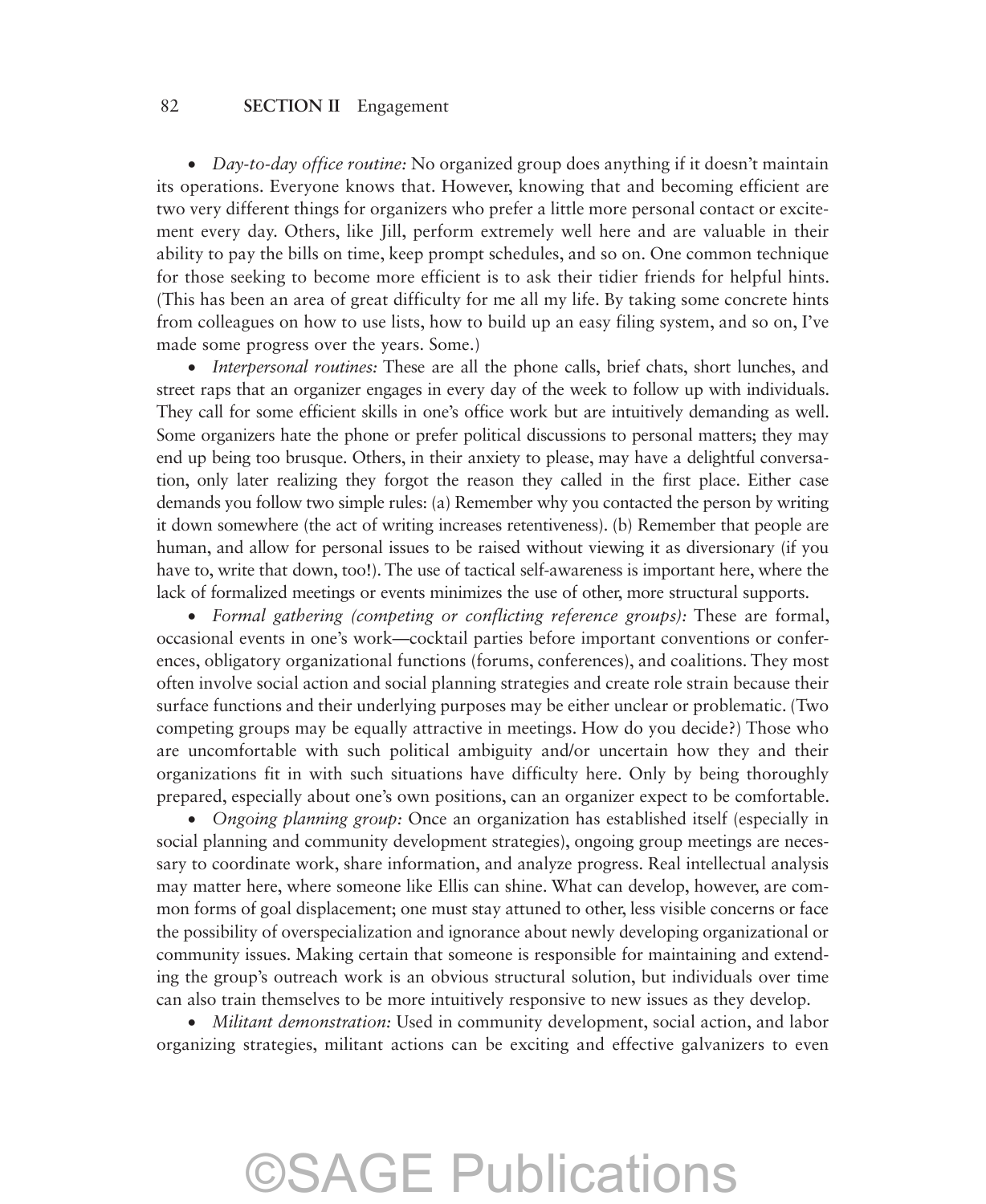- *Day-to-day office routine:* No organized group does anything if it doesn't maintain its operations. Everyone knows that. However, knowing that and becoming efficient are two very different things for organizers who prefer a little more personal contact or excitement every day. Others, like Jill, perform extremely well here and are valuable in their ability to pay the bills on time, keep prompt schedules, and so on. One common technique for those seeking to become more efficient is to ask their tidier friends for helpful hints. (This has been an area of great difficulty for me all my life. By taking some concrete hints from colleagues on how to use lists, how to build up an easy filing system, and so on, I've made some progress over the years. Some.)
- *Interpersonal routines:* These are all the phone calls, brief chats, short lunches, and street raps that an organizer engages in every day of the week to follow up with individuals. They call for some efficient skills in one's office work but are intuitively demanding as well. Some organizers hate the phone or prefer political discussions to personal matters; they may end up being too brusque. Others, in their anxiety to please, may have a delightful conversation, only later realizing they forgot the reason they called in the first place. Either case demands you follow two simple rules: (a) Remember why you contacted the person by writing it down somewhere (the act of writing increases retentiveness). (b) Remember that people are human, and allow for personal issues to be raised without viewing it as diversionary (if you have to, write that down, too!). The use of tactical self-awareness is important here, where the lack of formalized meetings or events minimizes the use of other, more structural supports.
- *Formal gathering (competing or conflicting reference groups):* These are formal, occasional events in one's work—cocktail parties before important conventions or conferences, obligatory organizational functions (forums, conferences), and coalitions. They most often involve social action and social planning strategies and create role strain because their surface functions and their underlying purposes may be either unclear or problematic. (Two competing groups may be equally attractive in meetings. How do you decide?) Those who are uncomfortable with such political ambiguity and/or uncertain how they and their organizations fit in with such situations have difficulty here. Only by being thoroughly prepared, especially about one's own positions, can an organizer expect to be comfortable.
- *Ongoing planning group:* Once an organization has established itself (especially in social planning and community development strategies), ongoing group meetings are necessary to coordinate work, share information, and analyze progress. Real intellectual analysis may matter here, where someone like Ellis can shine. What can develop, however, are common forms of goal displacement; one must stay attuned to other, less visible concerns or face the possibility of overspecialization and ignorance about newly developing organizational or community issues. Making certain that someone is responsible for maintaining and extending the group's outreach work is an obvious structural solution, but individuals over time can also train themselves to be more intuitively responsive to new issues as they develop.
- *Militant demonstration:* Used in community development, social action, and labor organizing strategies, militant actions can be exciting and effective galvanizers to even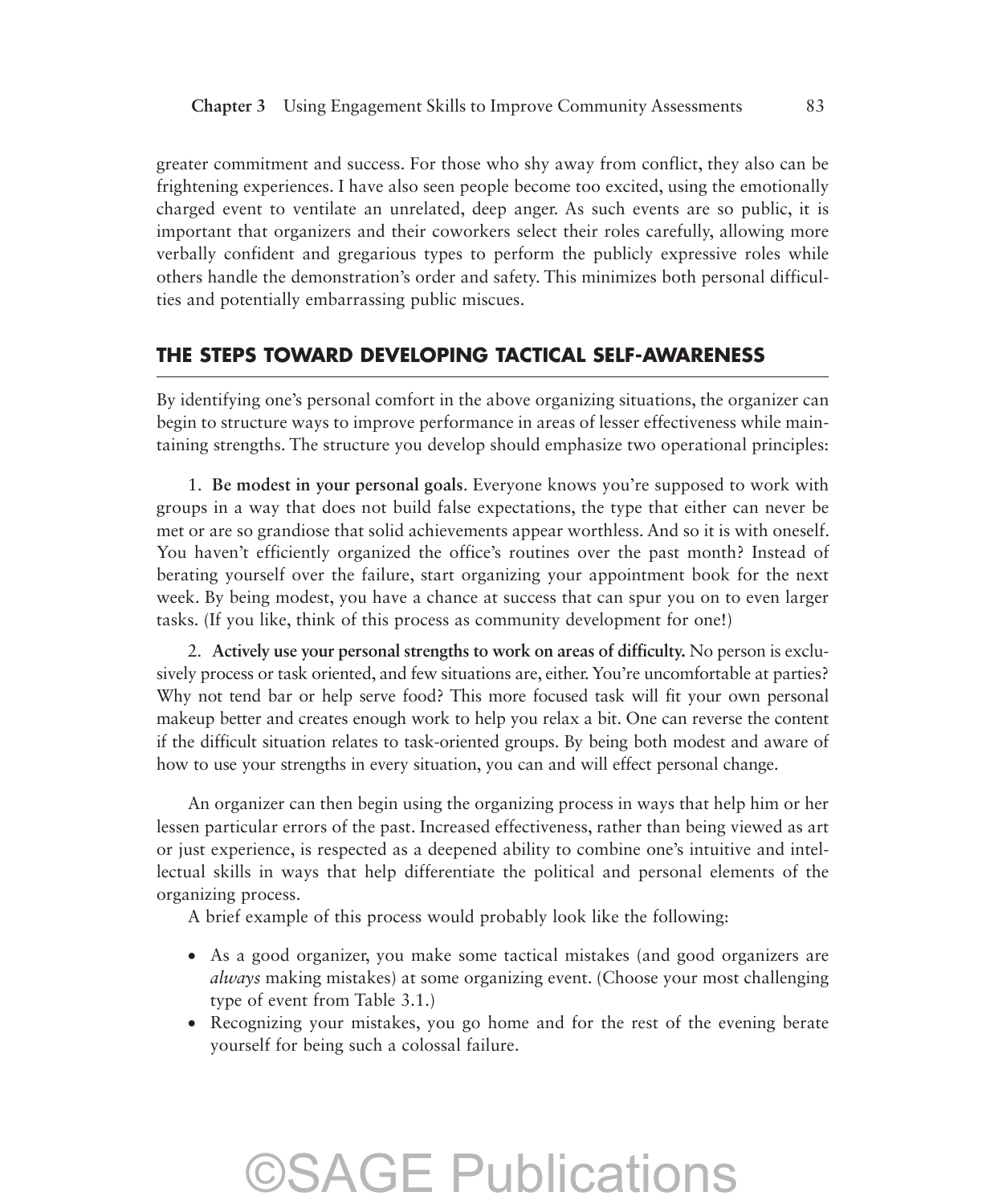greater commitment and success. For those who shy away from conflict, they also can be frightening experiences. I have also seen people become too excited, using the emotionally charged event to ventilate an unrelated, deep anger. As such events are so public, it is important that organizers and their coworkers select their roles carefully, allowing more verbally confident and gregarious types to perform the publicly expressive roles while others handle the demonstration's order and safety. This minimizes both personal difficulties and potentially embarrassing public miscues.

## THE STEPS TOWARD DEVELOPING TACTICAL SELF-AWARENESS

By identifying one's personal comfort in the above organizing situations, the organizer can begin to structure ways to improve performance in areas of lesser effectiveness while maintaining strengths. The structure you develop should emphasize two operational principles:

1. **Be modest in your personal goals**. Everyone knows you're supposed to work with groups in a way that does not build false expectations, the type that either can never be met or are so grandiose that solid achievements appear worthless. And so it is with oneself. You haven't efficiently organized the office's routines over the past month? Instead of berating yourself over the failure, start organizing your appointment book for the next week. By being modest, you have a chance at success that can spur you on to even larger tasks. (If you like, think of this process as community development for one!)

2. **Actively use your personal strengths to work on areas of difficulty.** No person is exclusively process or task oriented, and few situations are, either. You're uncomfortable at parties? Why not tend bar or help serve food? This more focused task will fit your own personal makeup better and creates enough work to help you relax a bit. One can reverse the content if the difficult situation relates to task-oriented groups. By being both modest and aware of how to use your strengths in every situation, you can and will effect personal change.

An organizer can then begin using the organizing process in ways that help him or her lessen particular errors of the past. Increased effectiveness, rather than being viewed as art or just experience, is respected as a deepened ability to combine one's intuitive and intellectual skills in ways that help differentiate the political and personal elements of the organizing process.

A brief example of this process would probably look like the following:

- As a good organizer, you make some tactical mistakes (and good organizers are *always* making mistakes) at some organizing event. (Choose your most challenging type of event from Table 3.1.)
- Recognizing your mistakes, you go home and for the rest of the evening berate yourself for being such a colossal failure.

©SAGE Publications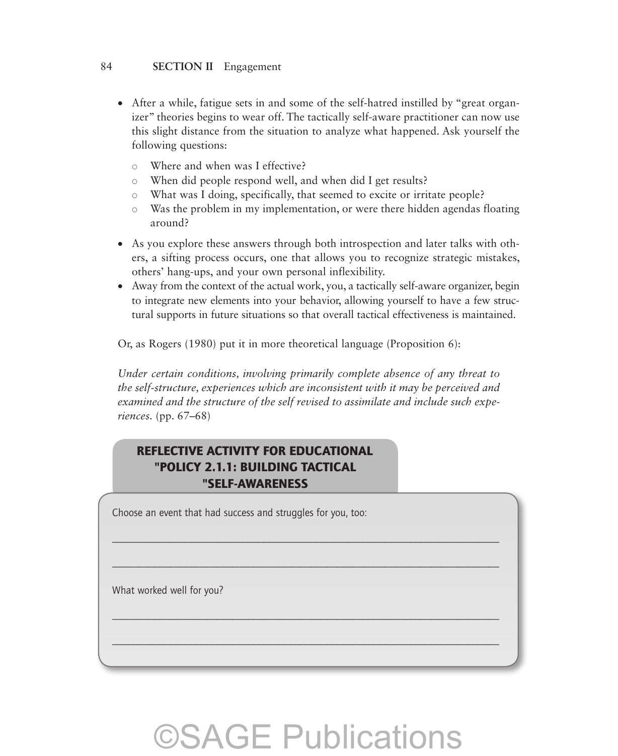- After a while, fatigue sets in and some of the self-hatred instilled by "great organizer" theories begins to wear off. The tactically self-aware practitioner can now use this slight distance from the situation to analyze what happened. Ask yourself the following questions:
    - Where and when was I effective?
    - When did people respond well, and when did I get results?
    - What was I doing, specifically, that seemed to excite or irritate people?
    - Was the problem in my implementation, or were there hidden agendas floating around?
- As you explore these answers through both introspection and later talks with others, a sifting process occurs, one that allows you to recognize strategic mistakes, others' hang-ups, and your own personal inflexibility.
- Away from the context of the actual work, you, a tactically self-aware organizer, begin to integrate new elements into your behavior, allowing yourself to have a few structural supports in future situations so that overall tactical effectiveness is maintained.

Or, as Rogers (1980) put it in more theoretical language (Proposition 6):

*Under certain conditions, involving primarily complete absence of any threat to the self-structure, experiences which are inconsistent with it may be perceived and examined and the structure of the self revised to assimilate and include such experiences.* (pp. 67–68)

## REFLECTIVE ACTIVITY FOR EDUCATIONAL "POLICY 2.1.1: BUILDING TACTICAL "SELF-AWARENESS

Choose an event that had success and struggles for you, too:

\_\_\_\_\_\_\_\_\_\_\_\_\_\_\_\_\_\_\_\_\_\_\_\_\_\_\_\_\_\_\_\_\_\_\_\_\_\_\_\_\_\_\_\_\_\_\_\_\_\_\_\_\_\_\_\_\_\_\_\_

\_\_\_\_\_\_\_\_\_\_\_\_\_\_\_\_\_\_\_\_\_\_\_\_\_\_\_\_\_\_\_\_\_\_\_\_\_\_\_\_\_\_\_\_\_\_\_\_\_\_\_\_\_\_\_\_\_\_\_\_

What worked well for you?

\_\_\_\_\_\_\_\_\_\_\_\_\_\_\_\_\_\_\_\_\_\_\_\_\_\_\_\_\_\_\_\_\_\_\_\_\_\_\_\_\_\_\_\_\_\_\_\_\_\_\_\_\_\_\_\_\_\_\_\_

\_\_\_\_\_\_\_\_\_\_\_\_\_\_\_\_\_\_\_\_\_\_\_\_\_\_\_\_\_\_\_\_\_\_\_\_\_\_\_\_\_\_\_\_\_\_\_\_\_\_\_\_\_\_\_\_\_\_\_\_

©SAGE Publications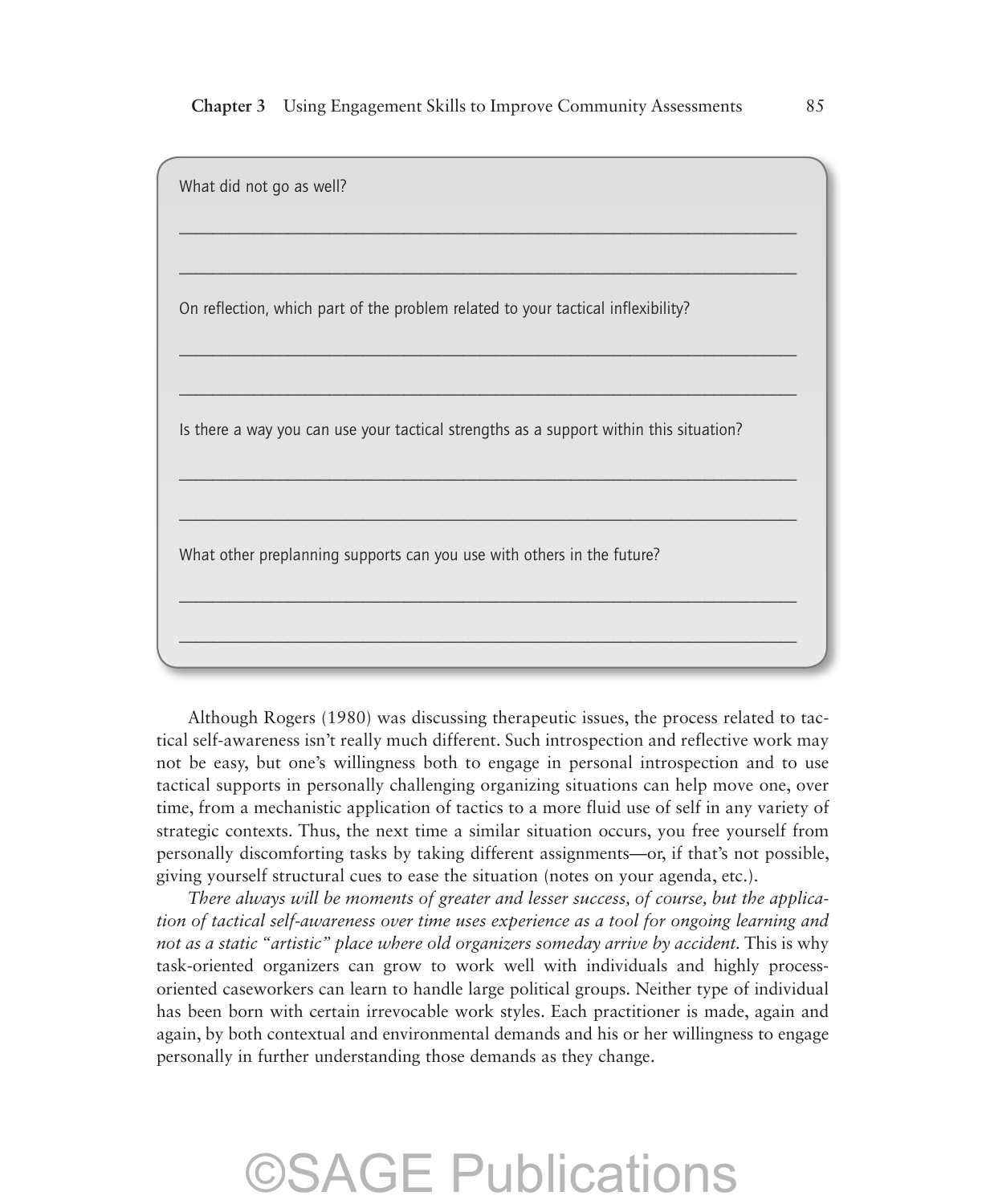What did not go as well?

_______________________________________________________________

_______________________________________________________________

On reflection, which part of the problem related to your tactical inflexibility?

_______________________________________________________________

_______________________________________________________________

Is there a way you can use your tactical strengths as a support within this situation?

_______________________________________________________________

_______________________________________________________________

What other preplanning supports can you use with others in the future?

_______________________________________________________________

_______________________________________________________________

Although Rogers (1980) was discussing therapeutic issues, the process related to tactical self-awareness isn't really much different. Such introspection and reflective work may not be easy, but one's willingness both to engage in personal introspection and to use tactical supports in personally challenging organizing situations can help move one, over time, from a mechanistic application of tactics to a more fluid use of self in any variety of strategic contexts. Thus, the next time a similar situation occurs, you free yourself from personally discomforting tasks by taking different assignments—or, if that's not possible, giving yourself structural cues to ease the situation (notes on your agenda, etc.).

*There always will be moments of greater and lesser success, of course, but the application of tactical self-awareness over time uses experience as a tool for ongoing learning and not as a static "artistic" place where old organizers someday arrive by accident.* This is why task-oriented organizers can grow to work well with individuals and highly process-oriented caseworkers can learn to handle large political groups. Neither type of individual has been born with certain irrevocable work styles. Each practitioner is made, again and again, by both contextual and environmental demands and his or her willingness to engage personally in further understanding those demands as they change.

©SAGE Publications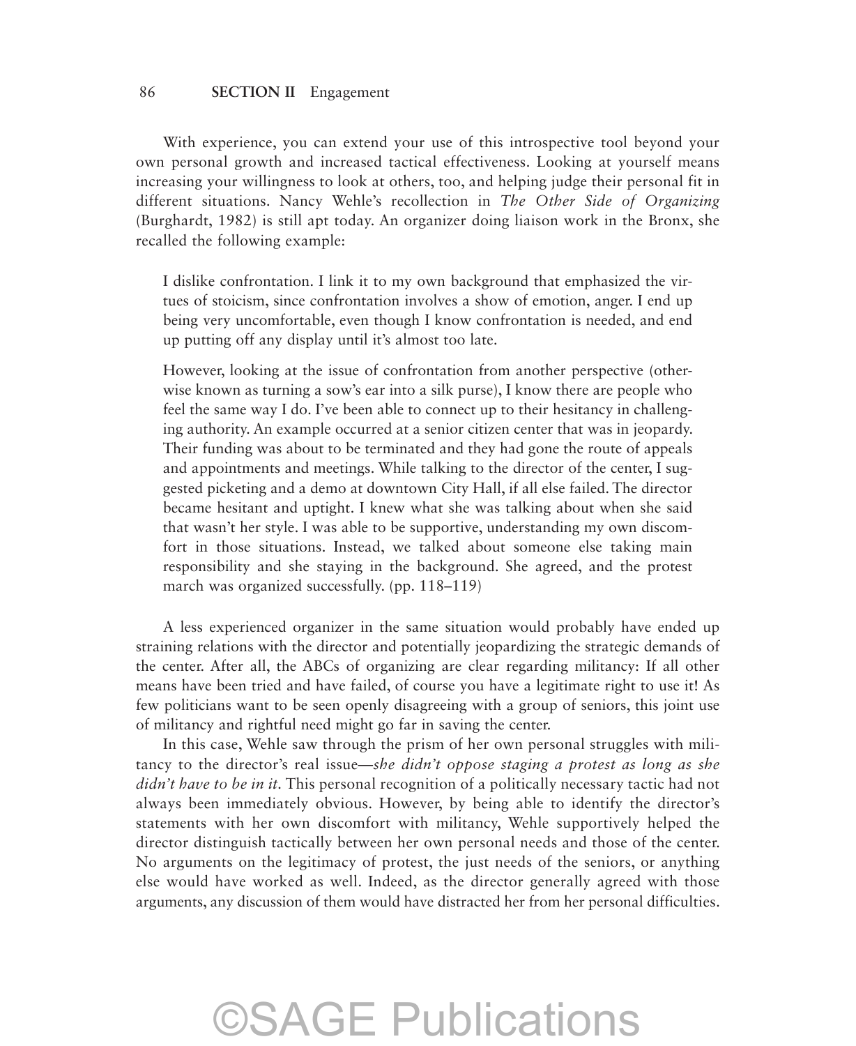With experience, you can extend your use of this introspective tool beyond your own personal growth and increased tactical effectiveness. Looking at yourself means increasing your willingness to look at others, too, and helping judge their personal fit in different situations. Nancy Wehle's recollection in *The Other Side of Organizing* (Burghardt, 1982) is still apt today. An organizer doing liaison work in the Bronx, she recalled the following example:

> I dislike confrontation. I link it to my own background that emphasized the virtues of stoicism, since confrontation involves a show of emotion, anger. I end up being very uncomfortable, even though I know confrontation is needed, and end up putting off any display until it's almost too late.
>
> However, looking at the issue of confrontation from another perspective (otherwise known as turning a sow's ear into a silk purse), I know there are people who feel the same way I do. I've been able to connect up to their hesitancy in challenging authority. An example occurred at a senior citizen center that was in jeopardy. Their funding was about to be terminated and they had gone the route of appeals and appointments and meetings. While talking to the director of the center, I suggested picketing and a demo at downtown City Hall, if all else failed. The director became hesitant and uptight. I knew what she was talking about when she said that wasn't her style. I was able to be supportive, understanding my own discomfort in those situations. Instead, we talked about someone else taking main responsibility and she staying in the background. She agreed, and the protest march was organized successfully. (pp. 118–119)

A less experienced organizer in the same situation would probably have ended up straining relations with the director and potentially jeopardizing the strategic demands of the center. After all, the ABCs of organizing are clear regarding militancy: If all other means have been tried and have failed, of course you have a legitimate right to use it! As few politicians want to be seen openly disagreeing with a group of seniors, this joint use of militancy and rightful need might go far in saving the center.

In this case, Wehle saw through the prism of her own personal struggles with militancy to the director's real issue—*she didn't oppose staging a protest as long as she didn't have to be in it.* This personal recognition of a politically necessary tactic had not always been immediately obvious. However, by being able to identify the director's statements with her own discomfort with militancy, Wehle supportively helped the director distinguish tactically between her own personal needs and those of the center. No arguments on the legitimacy of protest, the just needs of the seniors, or anything else would have worked as well. Indeed, as the director generally agreed with those arguments, any discussion of them would have distracted her from her personal difficulties.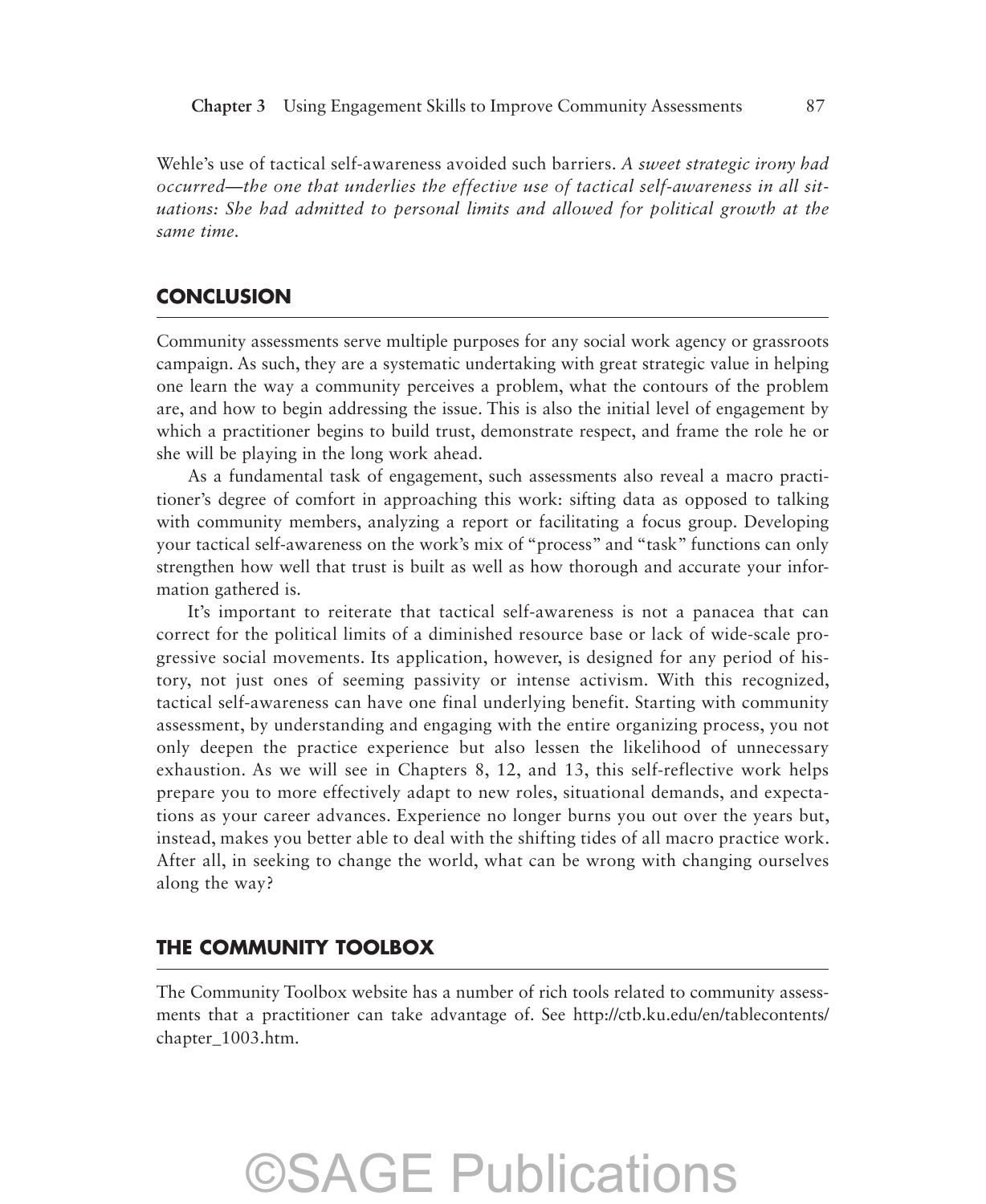Wehle's use of tactical self-awareness avoided such barriers. *A sweet strategic irony had occurred—the one that underlies the effective use of tactical self-awareness in all situations: She had admitted to personal limits and allowed for political growth at the same time.*

## CONCLUSION

Community assessments serve multiple purposes for any social work agency or grassroots campaign. As such, they are a systematic undertaking with great strategic value in helping one learn the way a community perceives a problem, what the contours of the problem are, and how to begin addressing the issue. This is also the initial level of engagement by which a practitioner begins to build trust, demonstrate respect, and frame the role he or she will be playing in the long work ahead.

As a fundamental task of engagement, such assessments also reveal a macro practitioner's degree of comfort in approaching this work: sifting data as opposed to talking with community members, analyzing a report or facilitating a focus group. Developing your tactical self-awareness on the work's mix of "process" and "task" functions can only strengthen how well that trust is built as well as how thorough and accurate your information gathered is.

It's important to reiterate that tactical self-awareness is not a panacea that can correct for the political limits of a diminished resource base or lack of wide-scale progressive social movements. Its application, however, is designed for any period of history, not just ones of seeming passivity or intense activism. With this recognized, tactical self-awareness can have one final underlying benefit. Starting with community assessment, by understanding and engaging with the entire organizing process, you not only deepen the practice experience but also lessen the likelihood of unnecessary exhaustion. As we will see in Chapters 8, 12, and 13, this self-reflective work helps prepare you to more effectively adapt to new roles, situational demands, and expectations as your career advances. Experience no longer burns you out over the years but, instead, makes you better able to deal with the shifting tides of all macro practice work. After all, in seeking to change the world, what can be wrong with changing ourselves along the way?

## THE COMMUNITY TOOLBOX

The Community Toolbox website has a number of rich tools related to community assessments that a practitioner can take advantage of. See http://ctb.ku.edu/en/tablecontents/chapter_1003.htm.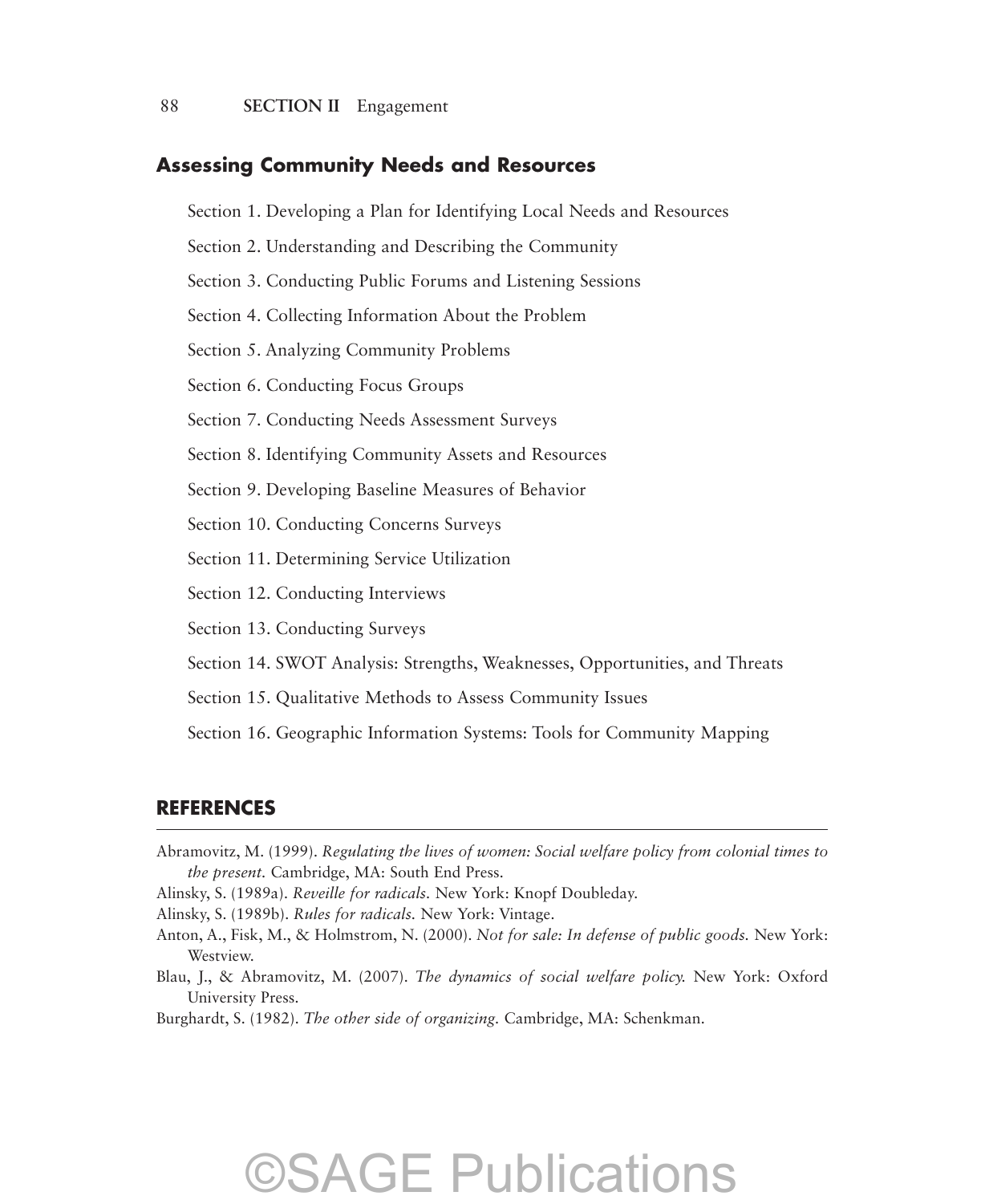## Assessing Community Needs and Resources

Section 1. Developing a Plan for Identifying Local Needs and Resources

Section 2. Understanding and Describing the Community

Section 3. Conducting Public Forums and Listening Sessions

Section 4. Collecting Information About the Problem

Section 5. Analyzing Community Problems

Section 6. Conducting Focus Groups

Section 7. Conducting Needs Assessment Surveys

Section 8. Identifying Community Assets and Resources

Section 9. Developing Baseline Measures of Behavior

Section 10. Conducting Concerns Surveys

Section 11. Determining Service Utilization

Section 12. Conducting Interviews

Section 13. Conducting Surveys

Section 14. SWOT Analysis: Strengths, Weaknesses, Opportunities, and Threats

Section 15. Qualitative Methods to Assess Community Issues

Section 16. Geographic Information Systems: Tools for Community Mapping

## REFERENCES

Abramovitz, M. (1999). *Regulating the lives of women: Social welfare policy from colonial times to the present.* Cambridge, MA: South End Press.

Alinsky, S. (1989a). *Reveille for radicals.* New York: Knopf Doubleday.

Alinsky, S. (1989b). *Rules for radicals.* New York: Vintage.

Anton, A., Fisk, M., & Holmstrom, N. (2000). *Not for sale: In defense of public goods.* New York: Westview.

Blau, J., & Abramovitz, M. (2007). *The dynamics of social welfare policy.* New York: Oxford University Press.

Burghardt, S. (1982). *The other side of organizing.* Cambridge, MA: Schenkman.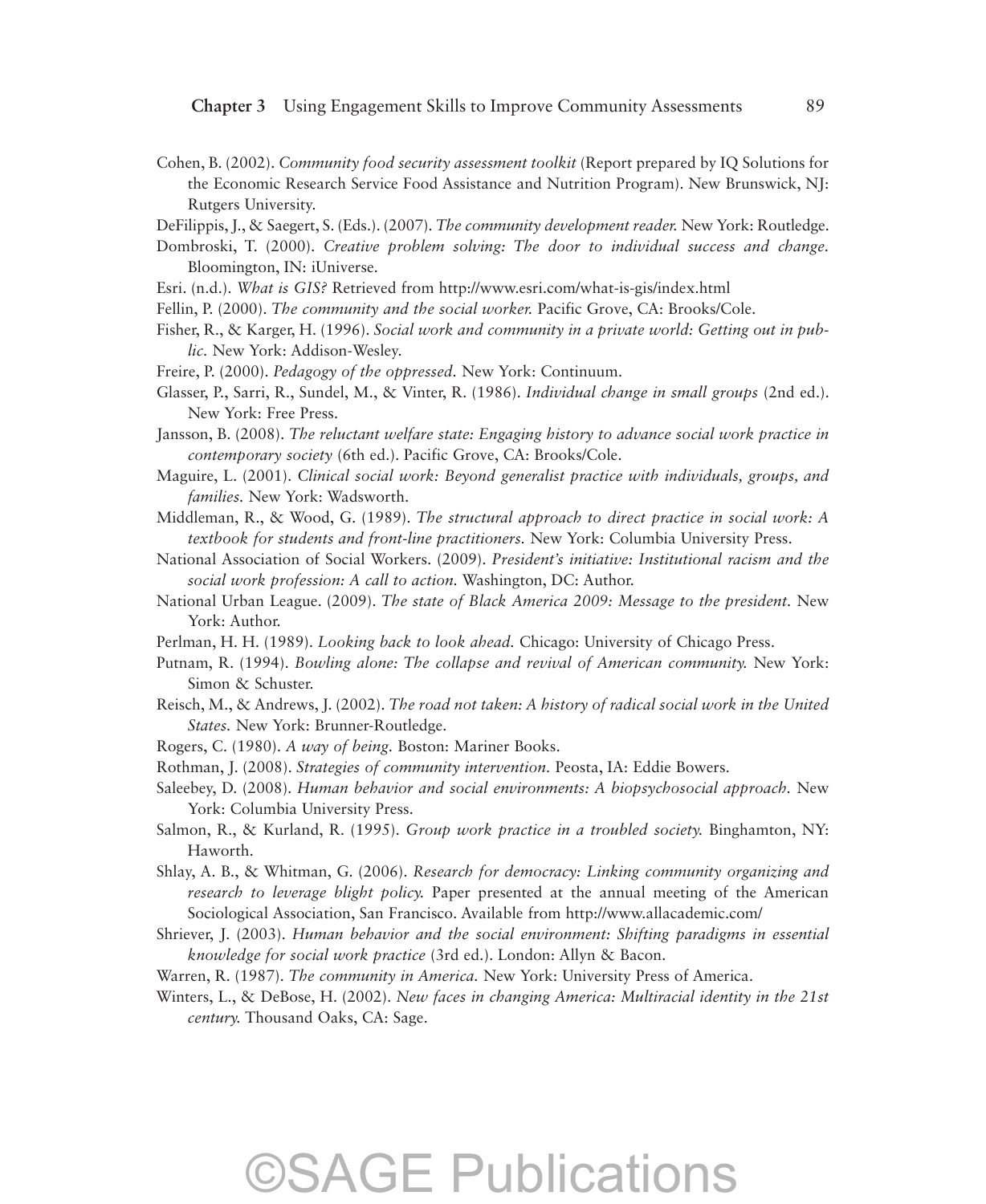Cohen, B. (2002). *Community food security assessment toolkit* (Report prepared by IQ Solutions for the Economic Research Service Food Assistance and Nutrition Program). New Brunswick, NJ: Rutgers University.

DeFilippis, J., & Saegert, S. (Eds.). (2007). *The community development reader.* New York: Routledge.

Dombroski, T. (2000). *Creative problem solving: The door to individual success and change.* Bloomington, IN: iUniverse.

Esri. (n.d.). *What is GIS?* Retrieved from http://www.esri.com/what-is-gis/index.html

Fellin, P. (2000). *The community and the social worker.* Pacific Grove, CA: Brooks/Cole.

Fisher, R., & Karger, H. (1996). *Social work and community in a private world: Getting out in public.* New York: Addison-Wesley.

Freire, P. (2000). *Pedagogy of the oppressed.* New York: Continuum.

Glasser, P., Sarri, R., Sundel, M., & Vinter, R. (1986). *Individual change in small groups* (2nd ed.). New York: Free Press.

Jansson, B. (2008). *The reluctant welfare state: Engaging history to advance social work practice in contemporary society* (6th ed.). Pacific Grove, CA: Brooks/Cole.

Maguire, L. (2001). *Clinical social work: Beyond generalist practice with individuals, groups, and families.* New York: Wadsworth.

Middleman, R., & Wood, G. (1989). *The structural approach to direct practice in social work: A textbook for students and front-line practitioners.* New York: Columbia University Press.

National Association of Social Workers. (2009). *President's initiative: Institutional racism and the social work profession: A call to action.* Washington, DC: Author.

National Urban League. (2009). *The state of Black America 2009: Message to the president.* New York: Author.

Perlman, H. H. (1989). *Looking back to look ahead.* Chicago: University of Chicago Press.

Putnam, R. (1994). *Bowling alone: The collapse and revival of American community.* New York: Simon & Schuster.

Reisch, M., & Andrews, J. (2002). *The road not taken: A history of radical social work in the United States.* New York: Brunner-Routledge.

Rogers, C. (1980). *A way of being.* Boston: Mariner Books.

Rothman, J. (2008). *Strategies of community intervention.* Peosta, IA: Eddie Bowers.

Saleebey, D. (2008). *Human behavior and social environments: A biopsychosocial approach.* New York: Columbia University Press.

Salmon, R., & Kurland, R. (1995). *Group work practice in a troubled society.* Binghamton, NY: Haworth.

Shlay, A. B., & Whitman, G. (2006). *Research for democracy: Linking community organizing and research to leverage blight policy.* Paper presented at the annual meeting of the American Sociological Association, San Francisco. Available from http://www.allacademic.com/

Shriever, J. (2003). *Human behavior and the social environment: Shifting paradigms in essential knowledge for social work practice* (3rd ed.). London: Allyn & Bacon.

Warren, R. (1987). *The community in America.* New York: University Press of America.

Winters, L., & DeBose, H. (2002). *New faces in changing America: Multiracial identity in the 21st century.* Thousand Oaks, CA: Sage.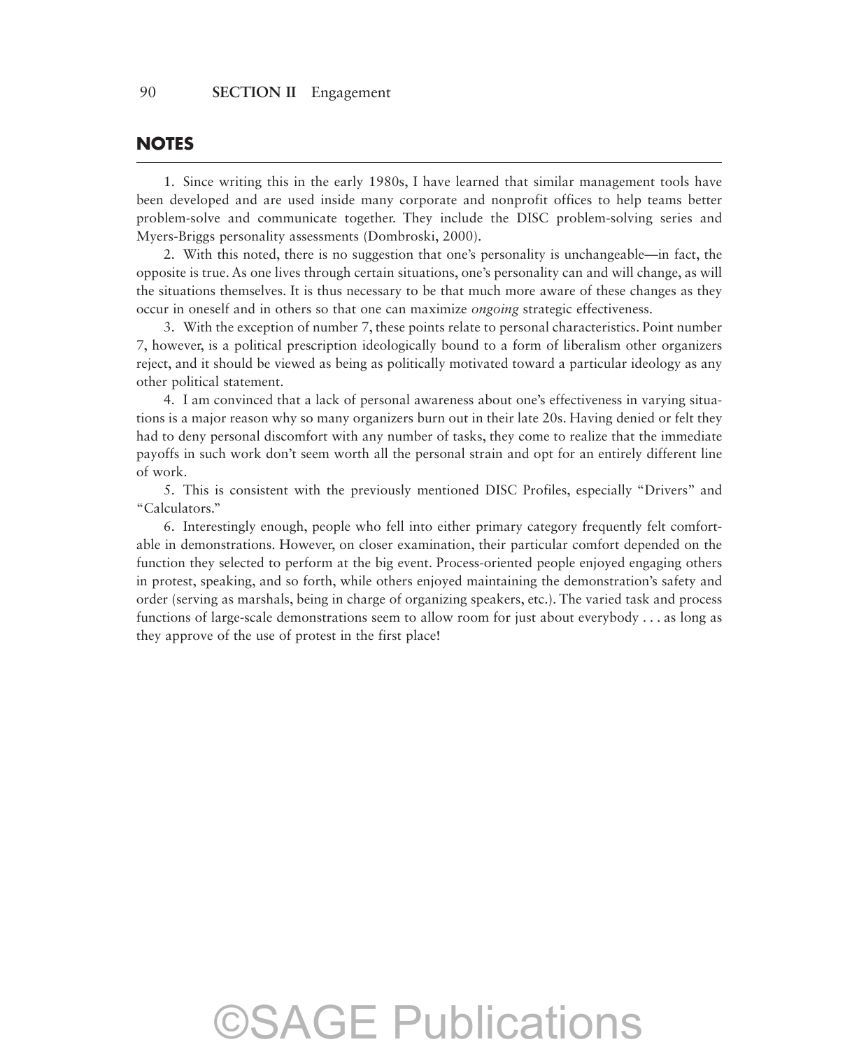## NOTES

1. Since writing this in the early 1980s, I have learned that similar management tools have been developed and are used inside many corporate and nonprofit offices to help teams better problem-solve and communicate together. They include the DISC problem-solving series and Myers-Briggs personality assessments (Dombroski, 2000).

2. With this noted, there is no suggestion that one's personality is unchangeable—in fact, the opposite is true. As one lives through certain situations, one's personality can and will change, as will the situations themselves. It is thus necessary to be that much more aware of these changes as they occur in oneself and in others so that one can maximize *ongoing* strategic effectiveness.

3. With the exception of number 7, these points relate to personal characteristics. Point number 7, however, is a political prescription ideologically bound to a form of liberalism other organizers reject, and it should be viewed as being as politically motivated toward a particular ideology as any other political statement.

4. I am convinced that a lack of personal awareness about one's effectiveness in varying situations is a major reason why so many organizers burn out in their late 20s. Having denied or felt they had to deny personal discomfort with any number of tasks, they come to realize that the immediate payoffs in such work don't seem worth all the personal strain and opt for an entirely different line of work.

5. This is consistent with the previously mentioned DISC Profiles, especially "Drivers" and "Calculators."

6. Interestingly enough, people who fell into either primary category frequently felt comfortable in demonstrations. However, on closer examination, their particular comfort depended on the function they selected to perform at the big event. Process-oriented people enjoyed engaging others in protest, speaking, and so forth, while others enjoyed maintaining the demonstration's safety and order (serving as marshals, being in charge of organizing speakers, etc.). The varied task and process functions of large-scale demonstrations seem to allow room for just about everybody . . . as long as they approve of the use of protest in the first place!